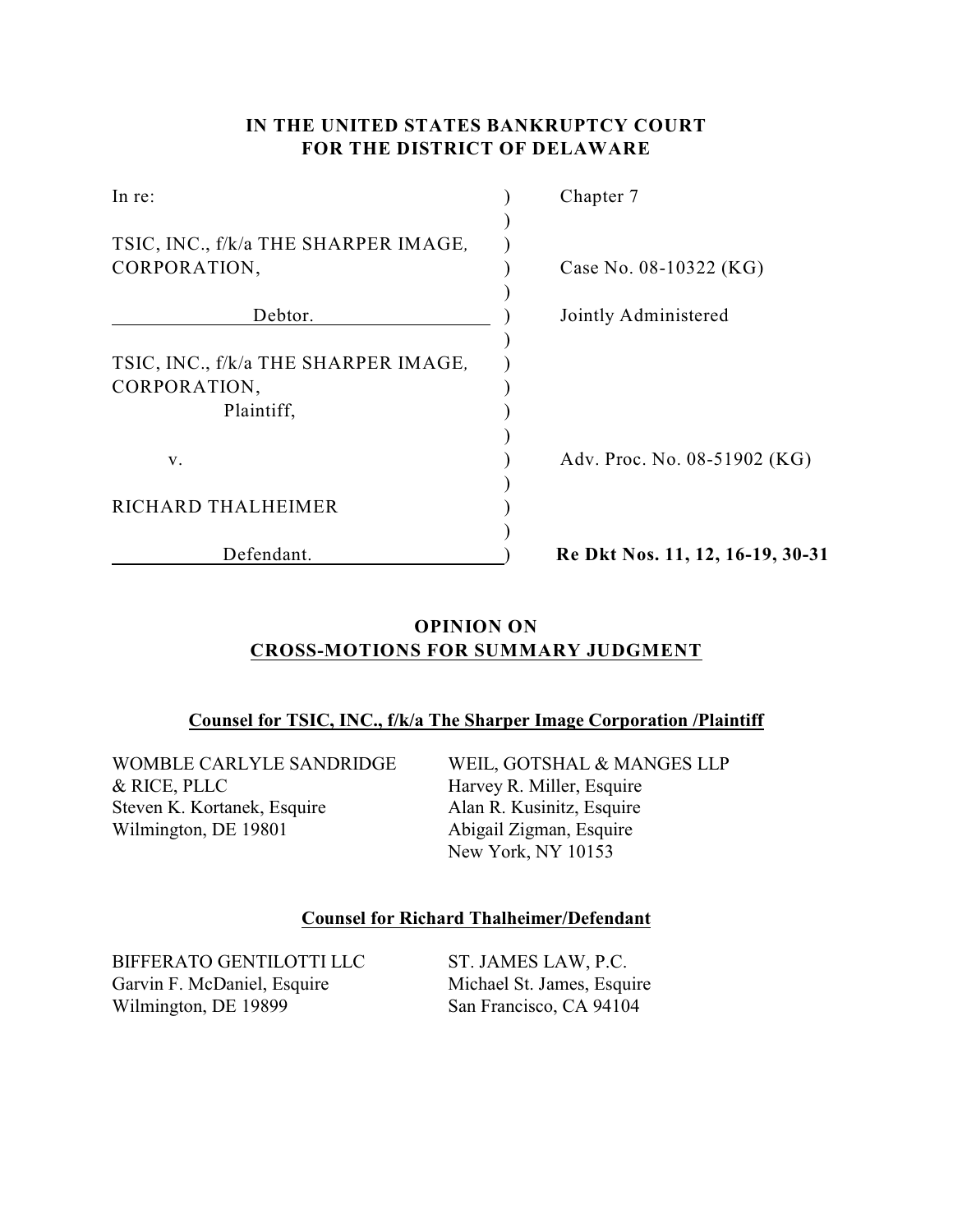**IN THE UNITED STATES BANKRUPTCY COURT**
**FOR THE DISTRICT OF DELAWARE**

| | | |
|---|---|---|
| In re: | ) | Chapter 7 |
| | ) | |
| TSIC, INC., f/k/a THE SHARPER IMAGE, CORPORATION, | ) | Case No. 08-10322 (KG) |
| | ) | |
| Debtor. | ) | Jointly Administered |
| | ) | |
| TSIC, INC., f/k/a THE SHARPER IMAGE, CORPORATION, | ) | |
| Plaintiff, | ) | |
| | ) | |
| v. | ) | Adv. Proc. No. 08-51902 (KG) |
| | ) | |
| RICHARD THALHEIMER | ) | |
| | ) | |
| Defendant. | ) | **Re Dkt Nos. 11, 12, 16-19, 30-31** |

## OPINION ON CROSS-MOTIONS FOR SUMMARY JUDGMENT

**Counsel for TSIC, INC., f/k/a The Sharper Image Corporation /Plaintiff**

WOMBLE CARLYLE SANDRIDGE & RICE, PLLC
Steven K. Kortanek, Esquire
Wilmington, DE 19801

WEIL, GOTSHAL & MANGES LLP
Harvey R. Miller, Esquire
Alan R. Kusinitz, Esquire
Abigail Zigman, Esquire
New York, NY 10153

**Counsel for Richard Thalheimer/Defendant**

BIFFERATO GENTILOTTI LLC
Garvin F. McDaniel, Esquire
Wilmington, DE 19899

ST. JAMES LAW, P.C.
Michael St. James, Esquire
San Francisco, CA 94104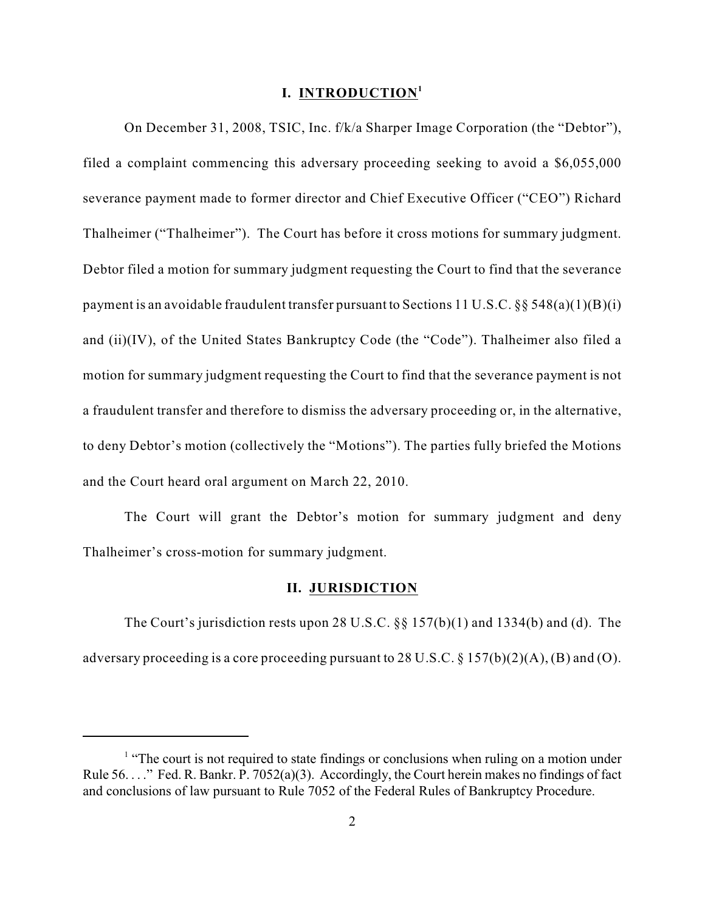## I. INTRODUCTION[1]

On December 31, 2008, TSIC, Inc. f/k/a Sharper Image Corporation (the "Debtor"), filed a complaint commencing this adversary proceeding seeking to avoid a $6,055,000 severance payment made to former director and Chief Executive Officer ("CEO") Richard Thalheimer ("Thalheimer"). The Court has before it cross motions for summary judgment. Debtor filed a motion for summary judgment requesting the Court to find that the severance payment is an avoidable fraudulent transfer pursuant to Sections 11 U.S.C. §§ 548(a)(1)(B)(i) and (ii)(IV), of the United States Bankruptcy Code (the "Code"). Thalheimer also filed a motion for summary judgment requesting the Court to find that the severance payment is not a fraudulent transfer and therefore to dismiss the adversary proceeding or, in the alternative, to deny Debtor's motion (collectively the "Motions"). The parties fully briefed the Motions and the Court heard oral argument on March 22, 2010.

The Court will grant the Debtor's motion for summary judgment and deny Thalheimer's cross-motion for summary judgment.

## II. JURISDICTION

The Court's jurisdiction rests upon 28 U.S.C. §§ 157(b)(1) and 1334(b) and (d). The adversary proceeding is a core proceeding pursuant to 28 U.S.C. § 157(b)(2)(A), (B) and (O).

---

[1] "The court is not required to state findings or conclusions when ruling on a motion under Rule 56. . . ." Fed. R. Bankr. P. 7052(a)(3). Accordingly, the Court herein makes no findings of fact and conclusions of law pursuant to Rule 7052 of the Federal Rules of Bankruptcy Procedure.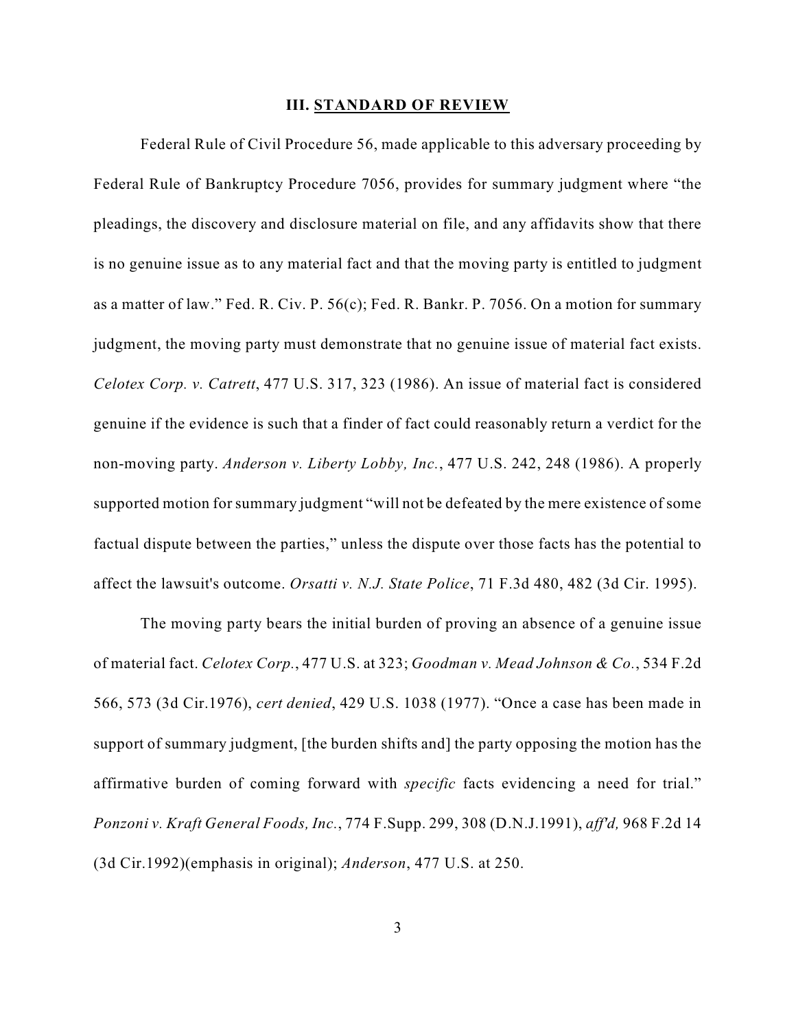## III. STANDARD OF REVIEW

Federal Rule of Civil Procedure 56, made applicable to this adversary proceeding by Federal Rule of Bankruptcy Procedure 7056, provides for summary judgment where "the pleadings, the discovery and disclosure material on file, and any affidavits show that there is no genuine issue as to any material fact and that the moving party is entitled to judgment as a matter of law." Fed. R. Civ. P. 56(c); Fed. R. Bankr. P. 7056. On a motion for summary judgment, the moving party must demonstrate that no genuine issue of material fact exists. *Celotex Corp. v. Catrett*, 477 U.S. 317, 323 (1986). An issue of material fact is considered genuine if the evidence is such that a finder of fact could reasonably return a verdict for the non-moving party. *Anderson v. Liberty Lobby, Inc.*, 477 U.S. 242, 248 (1986). A properly supported motion for summary judgment "will not be defeated by the mere existence of some factual dispute between the parties," unless the dispute over those facts has the potential to affect the lawsuit's outcome. *Orsatti v. N.J. State Police*, 71 F.3d 480, 482 (3d Cir. 1995).

The moving party bears the initial burden of proving an absence of a genuine issue of material fact. *Celotex Corp.*, 477 U.S. at 323; *Goodman v. Mead Johnson & Co.*, 534 F.2d 566, 573 (3d Cir.1976), *cert denied*, 429 U.S. 1038 (1977). "Once a case has been made in support of summary judgment, [the burden shifts and] the party opposing the motion has the affirmative burden of coming forward with *specific* facts evidencing a need for trial." *Ponzoni v. Kraft General Foods, Inc.*, 774 F.Supp. 299, 308 (D.N.J.1991), *aff'd,* 968 F.2d 14 (3d Cir.1992)(emphasis in original); *Anderson*, 477 U.S. at 250.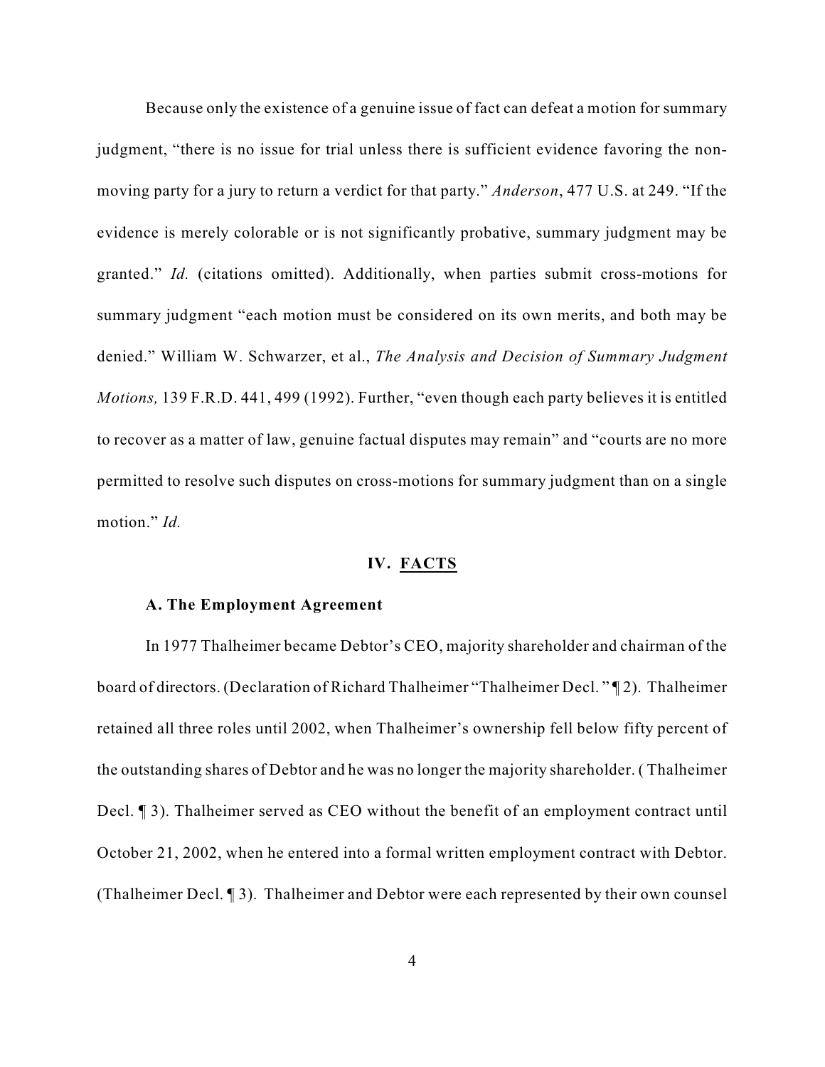Because only the existence of a genuine issue of fact can defeat a motion for summary judgment, "there is no issue for trial unless there is sufficient evidence favoring the non-moving party for a jury to return a verdict for that party." *Anderson*, 477 U.S. at 249. "If the evidence is merely colorable or is not significantly probative, summary judgment may be granted." *Id.* (citations omitted). Additionally, when parties submit cross-motions for summary judgment "each motion must be considered on its own merits, and both may be denied." William W. Schwarzer, et al., *The Analysis and Decision of Summary Judgment Motions,* 139 F.R.D. 441, 499 (1992). Further, "even though each party believes it is entitled to recover as a matter of law, genuine factual disputes may remain" and "courts are no more permitted to resolve such disputes on cross-motions for summary judgment than on a single motion." *Id.*

## IV. FACTS

### A. The Employment Agreement

In 1977 Thalheimer became Debtor's CEO, majority shareholder and chairman of the board of directors. (Declaration of Richard Thalheimer "Thalheimer Decl. " ¶ 2). Thalheimer retained all three roles until 2002, when Thalheimer's ownership fell below fifty percent of the outstanding shares of Debtor and he was no longer the majority shareholder. ( Thalheimer Decl. ¶ 3). Thalheimer served as CEO without the benefit of an employment contract until October 21, 2002, when he entered into a formal written employment contract with Debtor. (Thalheimer Decl. ¶ 3). Thalheimer and Debtor were each represented by their own counsel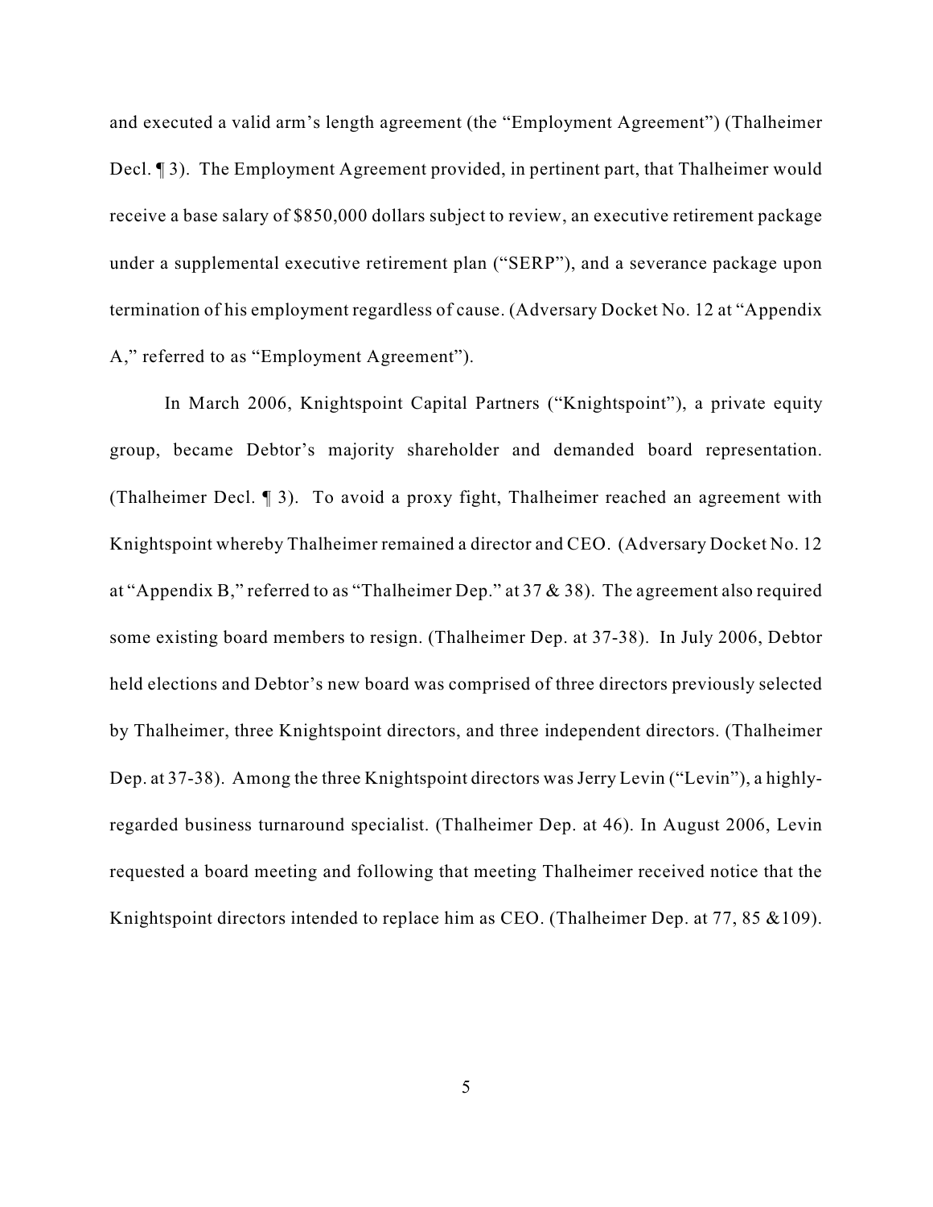and executed a valid arm's length agreement (the "Employment Agreement") (Thalheimer Decl. ¶ 3). The Employment Agreement provided, in pertinent part, that Thalheimer would receive a base salary of $850,000 dollars subject to review, an executive retirement package under a supplemental executive retirement plan ("SERP"), and a severance package upon termination of his employment regardless of cause. (Adversary Docket No. 12 at "Appendix A," referred to as "Employment Agreement").

In March 2006, Knightspoint Capital Partners ("Knightspoint"), a private equity group, became Debtor's majority shareholder and demanded board representation. (Thalheimer Decl. ¶ 3). To avoid a proxy fight, Thalheimer reached an agreement with Knightspoint whereby Thalheimer remained a director and CEO. (Adversary Docket No. 12 at "Appendix B," referred to as "Thalheimer Dep." at 37 & 38). The agreement also required some existing board members to resign. (Thalheimer Dep. at 37-38). In July 2006, Debtor held elections and Debtor's new board was comprised of three directors previously selected by Thalheimer, three Knightspoint directors, and three independent directors. (Thalheimer Dep. at 37-38). Among the three Knightspoint directors was Jerry Levin ("Levin"), a highly-regarded business turnaround specialist. (Thalheimer Dep. at 46). In August 2006, Levin requested a board meeting and following that meeting Thalheimer received notice that the Knightspoint directors intended to replace him as CEO. (Thalheimer Dep. at 77, 85 &109).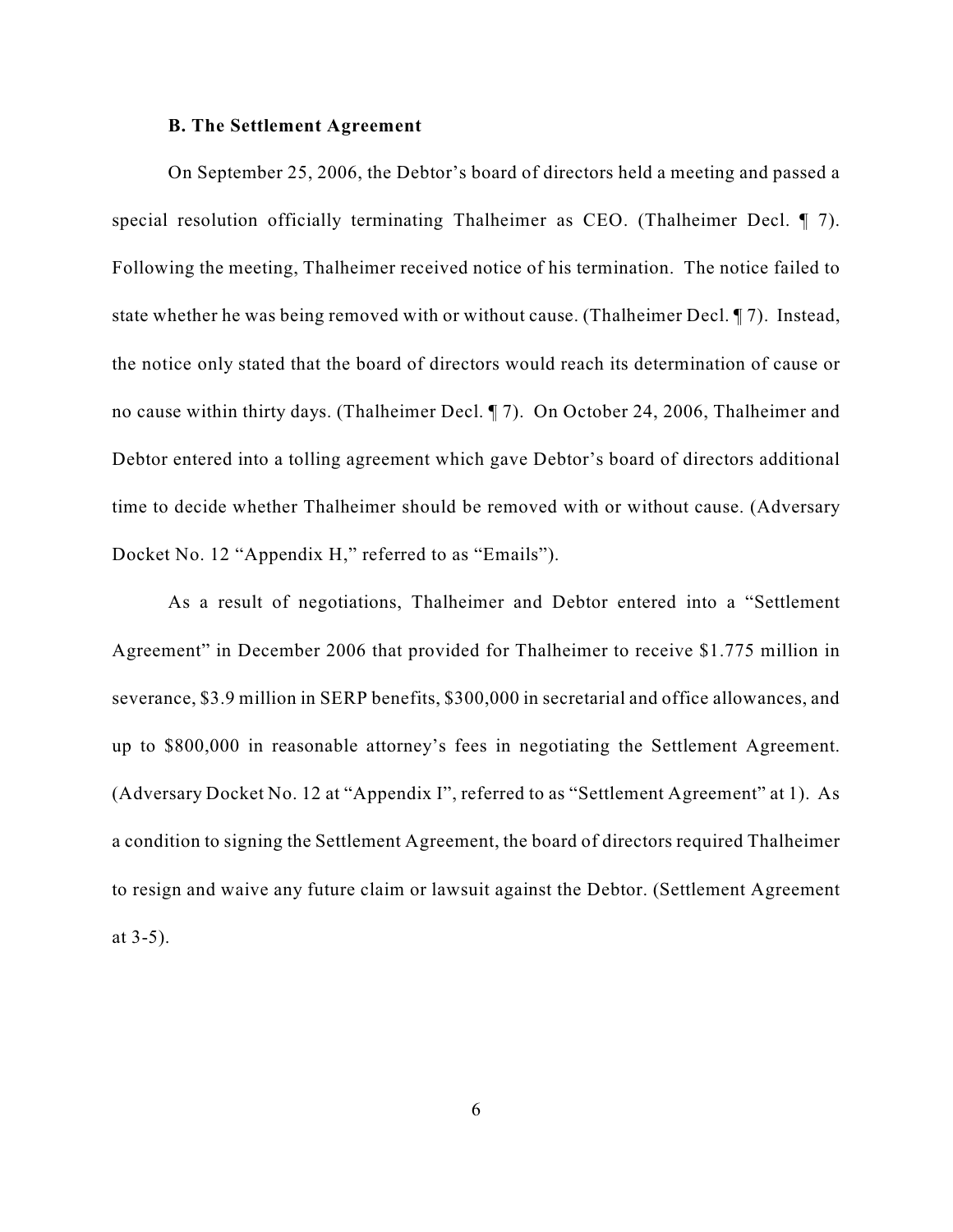### B. The Settlement Agreement

On September 25, 2006, the Debtor's board of directors held a meeting and passed a special resolution officially terminating Thalheimer as CEO. (Thalheimer Decl. ¶ 7). Following the meeting, Thalheimer received notice of his termination. The notice failed to state whether he was being removed with or without cause. (Thalheimer Decl. ¶ 7). Instead, the notice only stated that the board of directors would reach its determination of cause or no cause within thirty days. (Thalheimer Decl. ¶ 7). On October 24, 2006, Thalheimer and Debtor entered into a tolling agreement which gave Debtor's board of directors additional time to decide whether Thalheimer should be removed with or without cause. (Adversary Docket No. 12 "Appendix H," referred to as "Emails").

As a result of negotiations, Thalheimer and Debtor entered into a "Settlement Agreement" in December 2006 that provided for Thalheimer to receive $1.775 million in severance, $3.9 million in SERP benefits, $300,000 in secretarial and office allowances, and up to $800,000 in reasonable attorney's fees in negotiating the Settlement Agreement. (Adversary Docket No. 12 at "Appendix I", referred to as "Settlement Agreement" at 1). As a condition to signing the Settlement Agreement, the board of directors required Thalheimer to resign and waive any future claim or lawsuit against the Debtor. (Settlement Agreement at 3-5).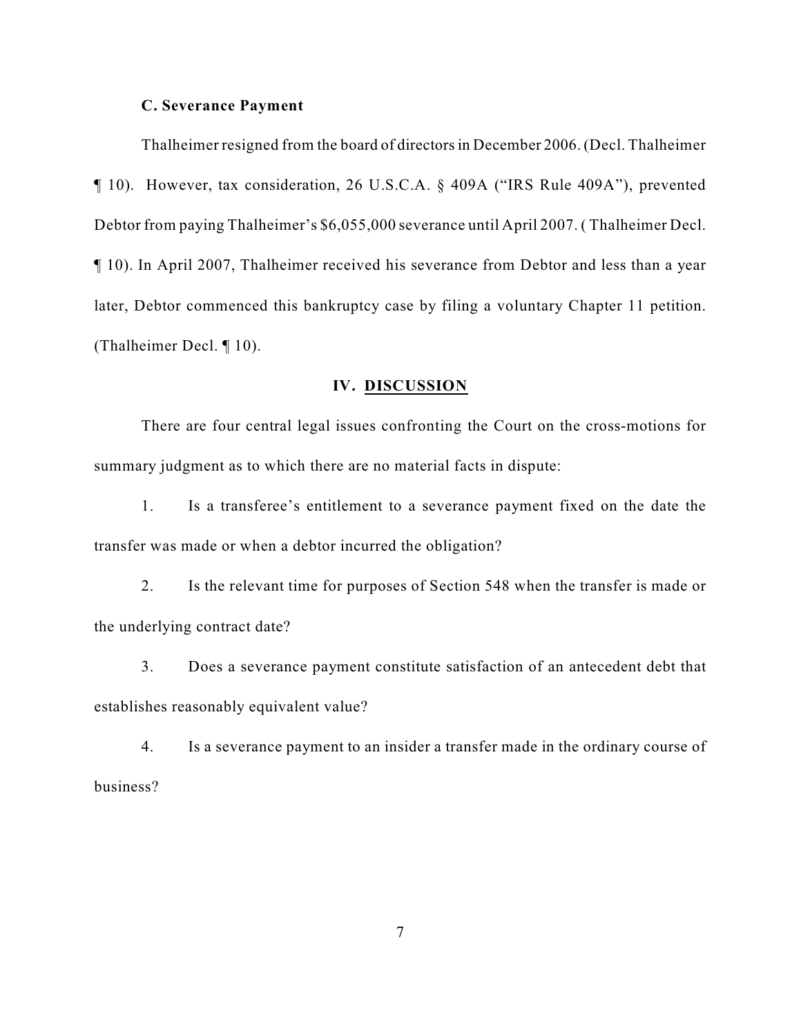### C. Severance Payment

Thalheimer resigned from the board of directors in December 2006. (Decl. Thalheimer ¶ 10). However, tax consideration, 26 U.S.C.A. § 409A ("IRS Rule 409A"), prevented Debtor from paying Thalheimer's $6,055,000 severance until April 2007. ( Thalheimer Decl. ¶ 10). In April 2007, Thalheimer received his severance from Debtor and less than a year later, Debtor commenced this bankruptcy case by filing a voluntary Chapter 11 petition. (Thalheimer Decl. ¶ 10).

## IV. DISCUSSION

There are four central legal issues confronting the Court on the cross-motions for summary judgment as to which there are no material facts in dispute:

1. Is a transferee's entitlement to a severance payment fixed on the date the transfer was made or when a debtor incurred the obligation?

2. Is the relevant time for purposes of Section 548 when the transfer is made or the underlying contract date?

3. Does a severance payment constitute satisfaction of an antecedent debt that establishes reasonably equivalent value?

4. Is a severance payment to an insider a transfer made in the ordinary course of business?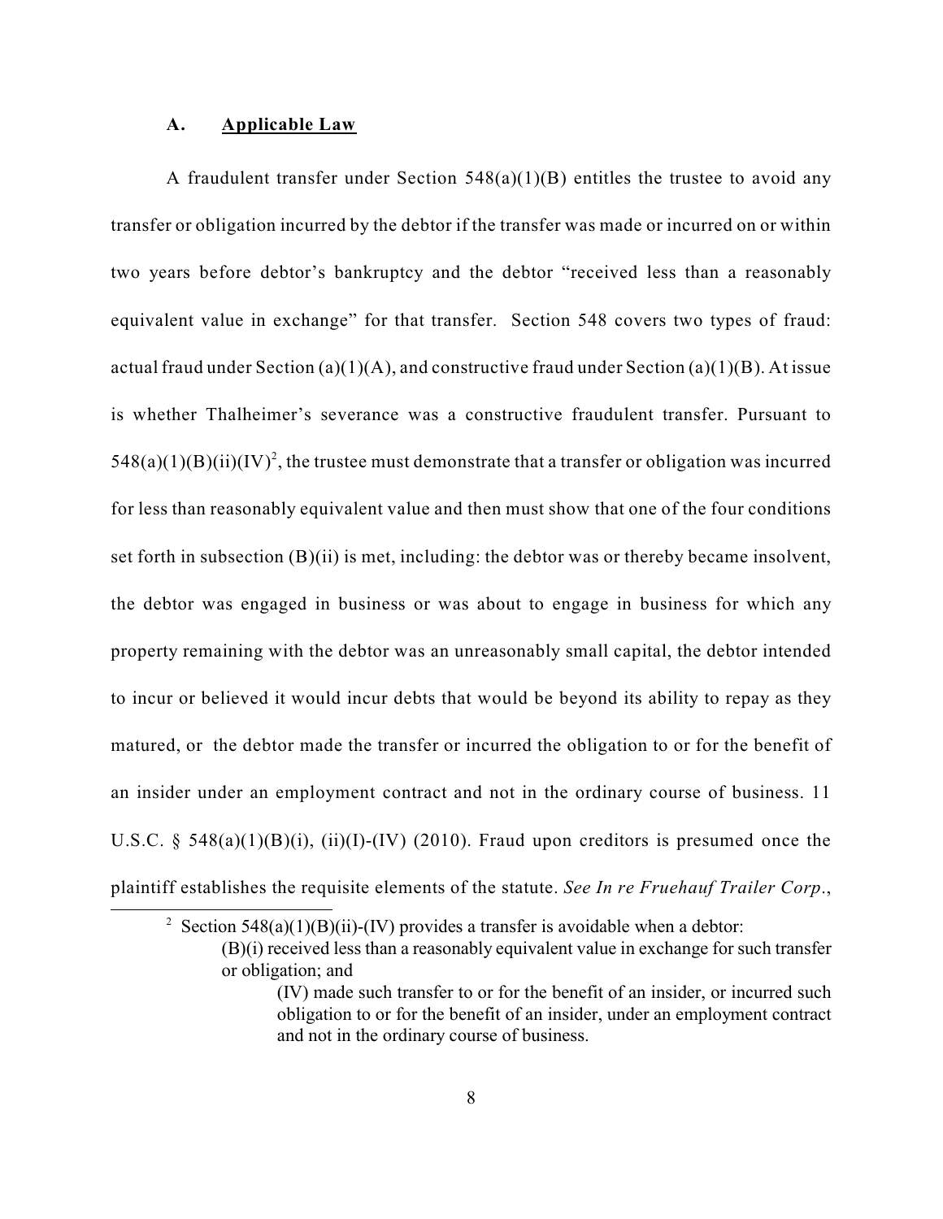### A. Applicable Law

A fraudulent transfer under Section 548(a)(1)(B) entitles the trustee to avoid any transfer or obligation incurred by the debtor if the transfer was made or incurred on or within two years before debtor's bankruptcy and the debtor "received less than a reasonably equivalent value in exchange" for that transfer. Section 548 covers two types of fraud: actual fraud under Section (a)(1)(A), and constructive fraud under Section (a)(1)(B). At issue is whether Thalheimer's severance was a constructive fraudulent transfer. Pursuant to 548(a)(1)(B)(ii)(IV)[2], the trustee must demonstrate that a transfer or obligation was incurred for less than reasonably equivalent value and then must show that one of the four conditions set forth in subsection (B)(ii) is met, including: the debtor was or thereby became insolvent, the debtor was engaged in business or was about to engage in business for which any property remaining with the debtor was an unreasonably small capital, the debtor intended to incur or believed it would incur debts that would be beyond its ability to repay as they matured, or the debtor made the transfer or incurred the obligation to or for the benefit of an insider under an employment contract and not in the ordinary course of business. 11 U.S.C. § 548(a)(1)(B)(i), (ii)(I)-(IV) (2010). Fraud upon creditors is presumed once the plaintiff establishes the requisite elements of the statute. *See In re Fruehauf Trailer Corp.*,

---

[2] Section 548(a)(1)(B)(ii)-(IV) provides a transfer is avoidable when a debtor:

> (B)(i) received less than a reasonably equivalent value in exchange for such transfer or obligation; and
>
> > (IV) made such transfer to or for the benefit of an insider, or incurred such obligation to or for the benefit of an insider, under an employment contract and not in the ordinary course of business.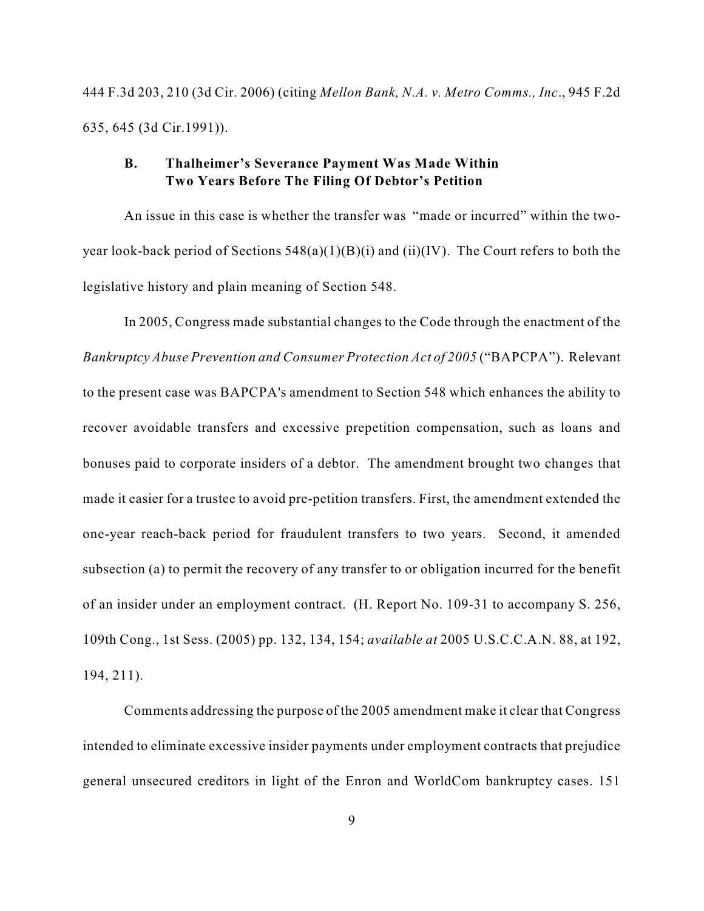444 F.3d 203, 210 (3d Cir. 2006) (citing *Mellon Bank, N.A. v. Metro Comms., Inc*., 945 F.2d 635, 645 (3d Cir.1991)).

### B. Thalheimer's Severance Payment Was Made Within Two Years Before The Filing Of Debtor's Petition

An issue in this case is whether the transfer was "made or incurred" within the two-year look-back period of Sections 548(a)(1)(B)(i) and (ii)(IV). The Court refers to both the legislative history and plain meaning of Section 548.

In 2005, Congress made substantial changes to the Code through the enactment of the *Bankruptcy Abuse Prevention and Consumer Protection Act of 2005* ("BAPCPA"). Relevant to the present case was BAPCPA's amendment to Section 548 which enhances the ability to recover avoidable transfers and excessive prepetition compensation, such as loans and bonuses paid to corporate insiders of a debtor. The amendment brought two changes that made it easier for a trustee to avoid pre-petition transfers. First, the amendment extended the one-year reach-back period for fraudulent transfers to two years. Second, it amended subsection (a) to permit the recovery of any transfer to or obligation incurred for the benefit of an insider under an employment contract. (H. Report No. 109-31 to accompany S. 256, 109th Cong., 1st Sess. (2005) pp. 132, 134, 154; *available at* 2005 U.S.C.C.A.N. 88, at 192, 194, 211).

Comments addressing the purpose of the 2005 amendment make it clear that Congress intended to eliminate excessive insider payments under employment contracts that prejudice general unsecured creditors in light of the Enron and WorldCom bankruptcy cases. 151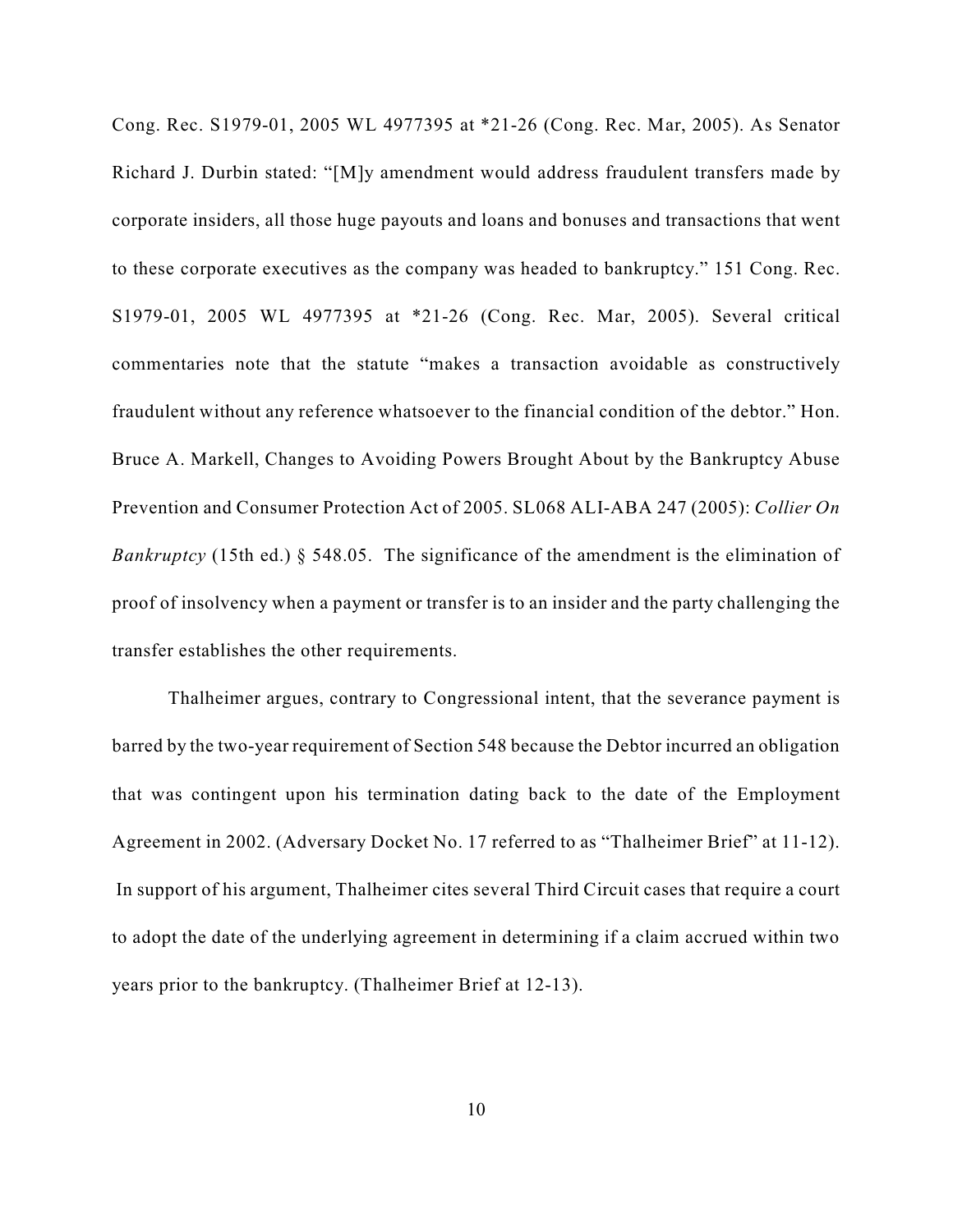Cong. Rec. S1979-01, 2005 WL 4977395 at *21-26 (Cong. Rec. Mar, 2005). As Senator Richard J. Durbin stated: "[M]y amendment would address fraudulent transfers made by corporate insiders, all those huge payouts and loans and bonuses and transactions that went to these corporate executives as the company was headed to bankruptcy." 151 Cong. Rec. S1979-01, 2005 WL 4977395 at *21-26 (Cong. Rec. Mar, 2005). Several critical commentaries note that the statute "makes a transaction avoidable as constructively fraudulent without any reference whatsoever to the financial condition of the debtor." Hon. Bruce A. Markell, Changes to Avoiding Powers Brought About by the Bankruptcy Abuse Prevention and Consumer Protection Act of 2005. SL068 ALI-ABA 247 (2005): *Collier On Bankruptcy* (15th ed.) § 548.05. The significance of the amendment is the elimination of proof of insolvency when a payment or transfer is to an insider and the party challenging the transfer establishes the other requirements.

Thalheimer argues, contrary to Congressional intent, that the severance payment is barred by the two-year requirement of Section 548 because the Debtor incurred an obligation that was contingent upon his termination dating back to the date of the Employment Agreement in 2002. (Adversary Docket No. 17 referred to as "Thalheimer Brief" at 11-12). In support of his argument, Thalheimer cites several Third Circuit cases that require a court to adopt the date of the underlying agreement in determining if a claim accrued within two years prior to the bankruptcy. (Thalheimer Brief at 12-13).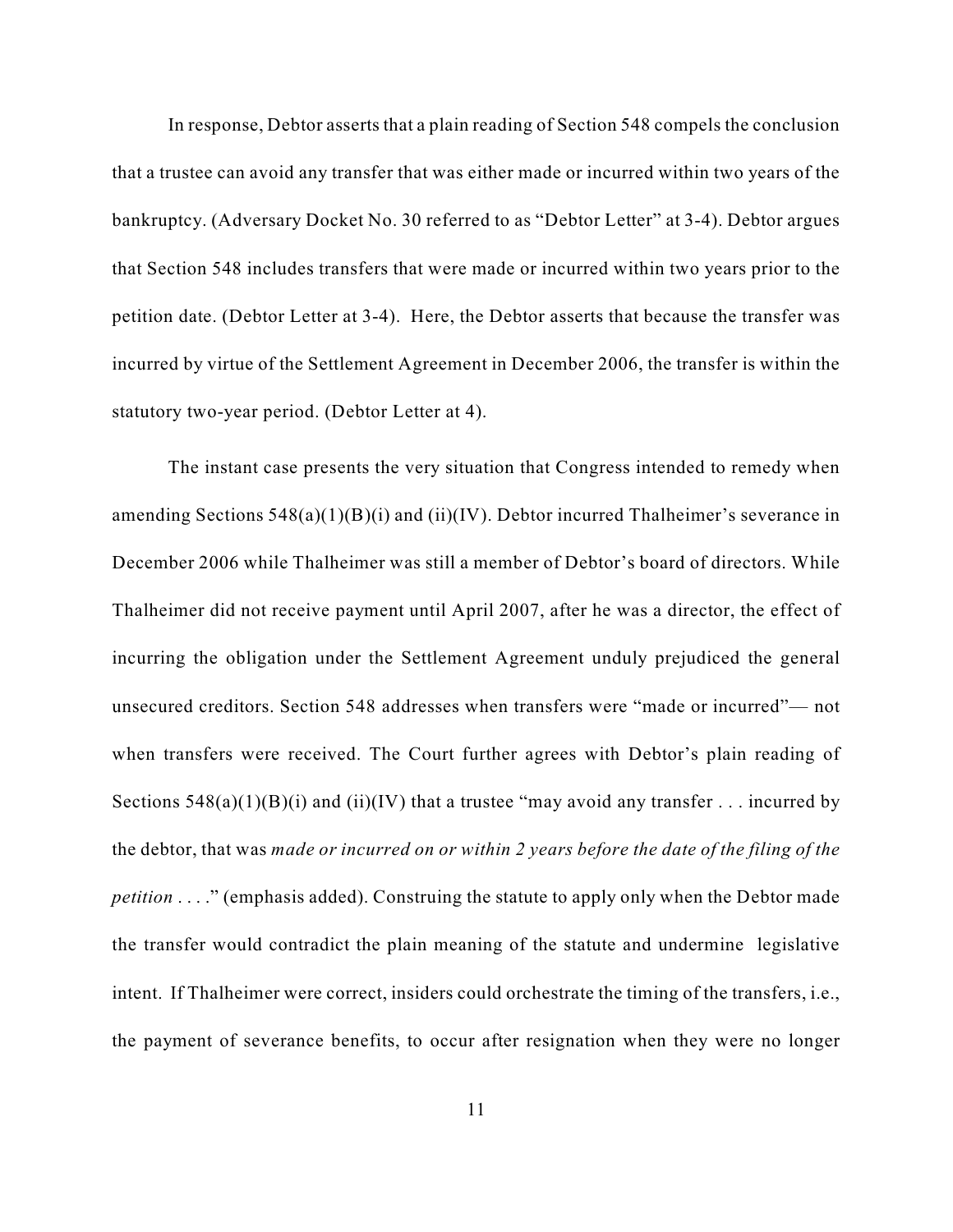In response, Debtor asserts that a plain reading of Section 548 compels the conclusion that a trustee can avoid any transfer that was either made or incurred within two years of the bankruptcy. (Adversary Docket No. 30 referred to as "Debtor Letter" at 3-4). Debtor argues that Section 548 includes transfers that were made or incurred within two years prior to the petition date. (Debtor Letter at 3-4). Here, the Debtor asserts that because the transfer was incurred by virtue of the Settlement Agreement in December 2006, the transfer is within the statutory two-year period. (Debtor Letter at 4).

The instant case presents the very situation that Congress intended to remedy when amending Sections 548(a)(1)(B)(i) and (ii)(IV). Debtor incurred Thalheimer's severance in December 2006 while Thalheimer was still a member of Debtor's board of directors. While Thalheimer did not receive payment until April 2007, after he was a director, the effect of incurring the obligation under the Settlement Agreement unduly prejudiced the general unsecured creditors. Section 548 addresses when transfers were "made or incurred"— not when transfers were received. The Court further agrees with Debtor's plain reading of Sections 548(a)(1)(B)(i) and (ii)(IV) that a trustee "may avoid any transfer . . . incurred by the debtor, that was *made or incurred on or within 2 years before the date of the filing of the petition* . . . ." (emphasis added). Construing the statute to apply only when the Debtor made the transfer would contradict the plain meaning of the statute and undermine legislative intent. If Thalheimer were correct, insiders could orchestrate the timing of the transfers, i.e., the payment of severance benefits, to occur after resignation when they were no longer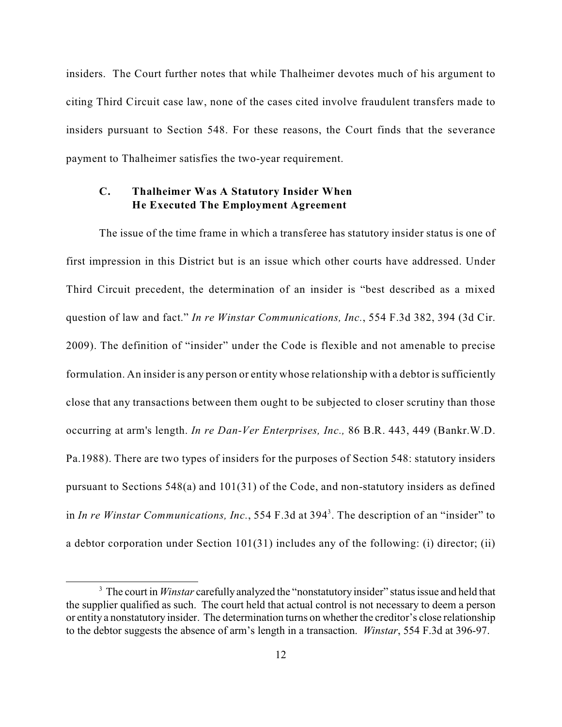insiders. The Court further notes that while Thalheimer devotes much of his argument to citing Third Circuit case law, none of the cases cited involve fraudulent transfers made to insiders pursuant to Section 548. For these reasons, the Court finds that the severance payment to Thalheimer satisfies the two-year requirement.

### C. Thalheimer Was A Statutory Insider When He Executed The Employment Agreement

The issue of the time frame in which a transferee has statutory insider status is one of first impression in this District but is an issue which other courts have addressed. Under Third Circuit precedent, the determination of an insider is "best described as a mixed question of law and fact." *In re Winstar Communications, Inc.*, 554 F.3d 382, 394 (3d Cir. 2009). The definition of "insider" under the Code is flexible and not amenable to precise formulation. An insider is any person or entity whose relationship with a debtor is sufficiently close that any transactions between them ought to be subjected to closer scrutiny than those occurring at arm's length. *In re Dan-Ver Enterprises, Inc.,* 86 B.R. 443, 449 (Bankr.W.D. Pa.1988). There are two types of insiders for the purposes of Section 548: statutory insiders pursuant to Sections 548(a) and 101(31) of the Code, and non-statutory insiders as defined in *In re Winstar Communications, Inc.*, 554 F.3d at 394[3]. The description of an "insider" to a debtor corporation under Section 101(31) includes any of the following: (i) director; (ii)

[3] The court in *Winstar* carefully analyzed the "nonstatutory insider" status issue and held that the supplier qualified as such. The court held that actual control is not necessary to deem a person or entity a nonstatutory insider. The determination turns on whether the creditor's close relationship to the debtor suggests the absence of arm's length in a transaction. *Winstar*, 554 F.3d at 396-97.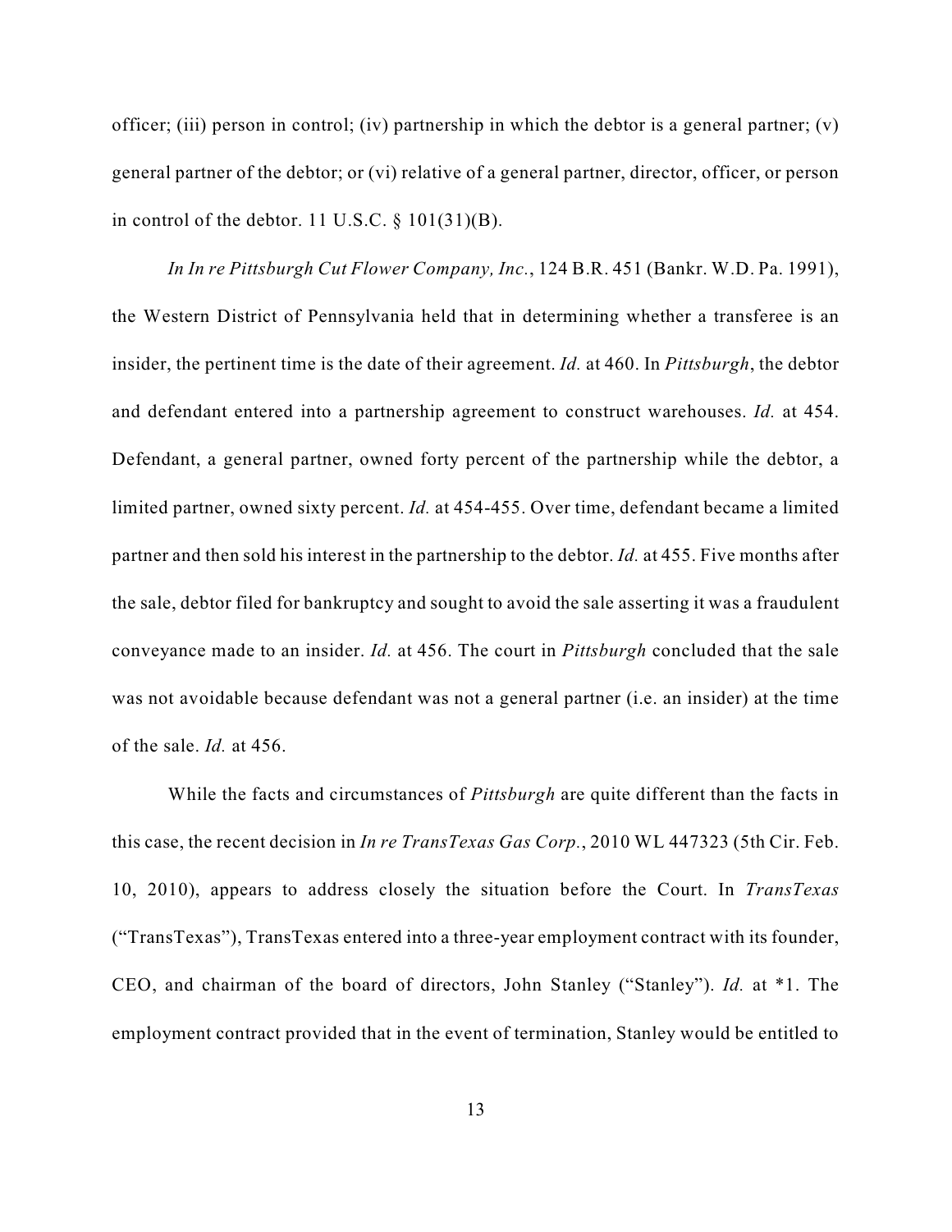officer; (iii) person in control; (iv) partnership in which the debtor is a general partner; (v) general partner of the debtor; or (vi) relative of a general partner, director, officer, or person in control of the debtor. 11 U.S.C. § 101(31)(B).

*In In re Pittsburgh Cut Flower Company, Inc.*, 124 B.R. 451 (Bankr. W.D. Pa. 1991), the Western District of Pennsylvania held that in determining whether a transferee is an insider, the pertinent time is the date of their agreement. *Id.* at 460. In *Pittsburgh*, the debtor and defendant entered into a partnership agreement to construct warehouses. *Id.* at 454. Defendant, a general partner, owned forty percent of the partnership while the debtor, a limited partner, owned sixty percent. *Id.* at 454-455. Over time, defendant became a limited partner and then sold his interest in the partnership to the debtor. *Id.* at 455. Five months after the sale, debtor filed for bankruptcy and sought to avoid the sale asserting it was a fraudulent conveyance made to an insider. *Id.* at 456. The court in *Pittsburgh* concluded that the sale was not avoidable because defendant was not a general partner (i.e. an insider) at the time of the sale. *Id.* at 456.

While the facts and circumstances of *Pittsburgh* are quite different than the facts in this case, the recent decision in *In re TransTexas Gas Corp.*, 2010 WL 447323 (5th Cir. Feb. 10, 2010), appears to address closely the situation before the Court. In *TransTexas* ("TransTexas"), TransTexas entered into a three-year employment contract with its founder, CEO, and chairman of the board of directors, John Stanley ("Stanley"). *Id.* at *1. The employment contract provided that in the event of termination, Stanley would be entitled to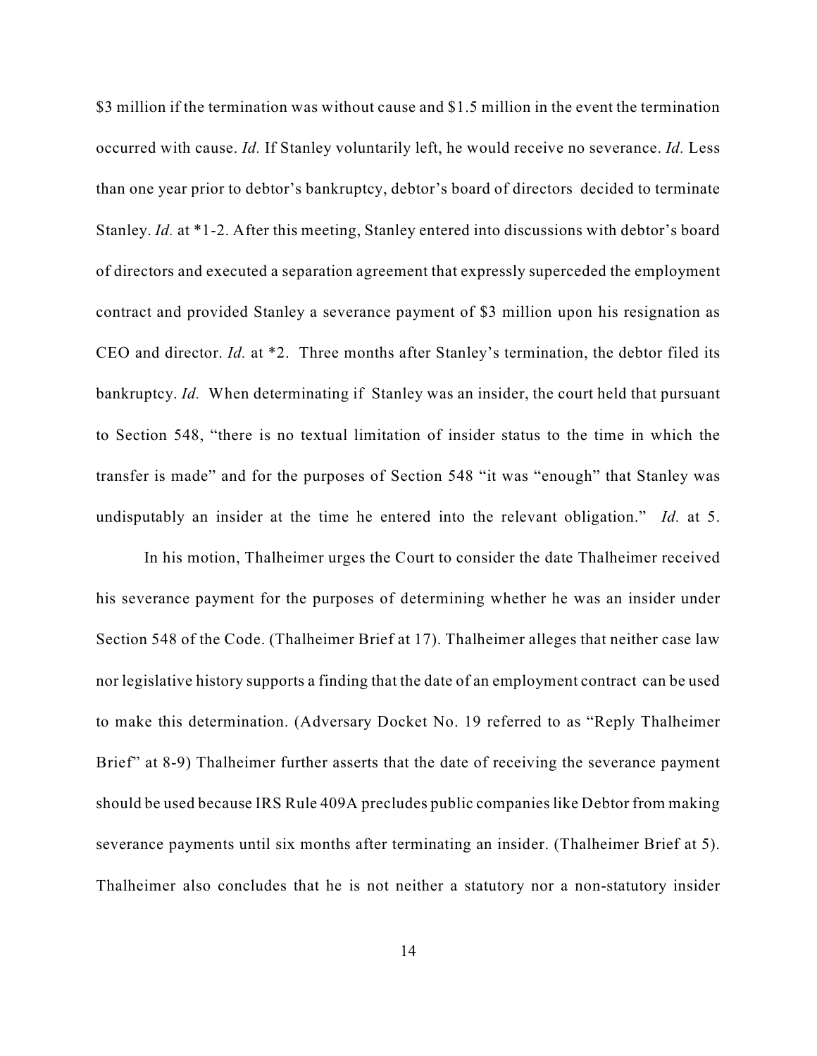$3 million if the termination was without cause and $1.5 million in the event the termination occurred with cause. *Id.* If Stanley voluntarily left, he would receive no severance. *Id.* Less than one year prior to debtor's bankruptcy, debtor's board of directors decided to terminate Stanley. *Id.* at *1-2. After this meeting, Stanley entered into discussions with debtor's board of directors and executed a separation agreement that expressly superceded the employment contract and provided Stanley a severance payment of $3 million upon his resignation as CEO and director. *Id.* at *2. Three months after Stanley's termination, the debtor filed its bankruptcy. *Id.* When determinating if Stanley was an insider, the court held that pursuant to Section 548, "there is no textual limitation of insider status to the time in which the transfer is made" and for the purposes of Section 548 "it was "enough" that Stanley was undisputably an insider at the time he entered into the relevant obligation." *Id.* at 5.

In his motion, Thalheimer urges the Court to consider the date Thalheimer received his severance payment for the purposes of determining whether he was an insider under Section 548 of the Code. (Thalheimer Brief at 17). Thalheimer alleges that neither case law nor legislative history supports a finding that the date of an employment contract can be used to make this determination. (Adversary Docket No. 19 referred to as "Reply Thalheimer Brief" at 8-9) Thalheimer further asserts that the date of receiving the severance payment should be used because IRS Rule 409A precludes public companies like Debtor from making severance payments until six months after terminating an insider. (Thalheimer Brief at 5). Thalheimer also concludes that he is not neither a statutory nor a non-statutory insider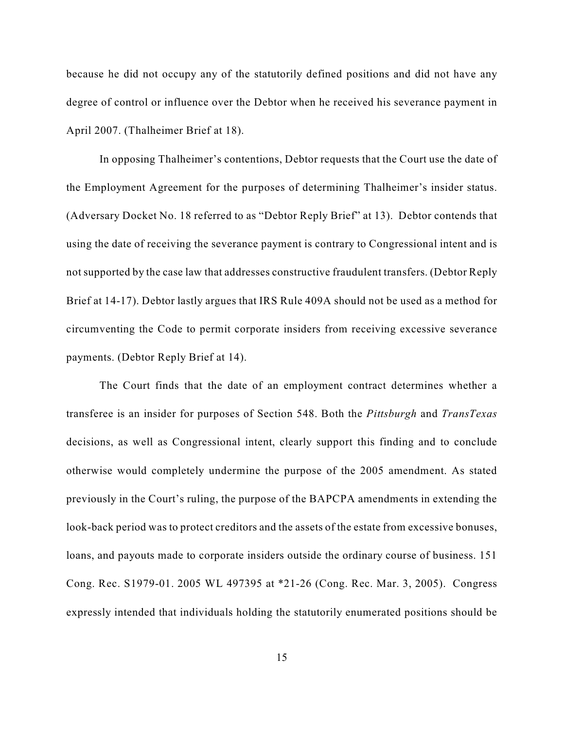because he did not occupy any of the statutorily defined positions and did not have any degree of control or influence over the Debtor when he received his severance payment in April 2007. (Thalheimer Brief at 18).

In opposing Thalheimer's contentions, Debtor requests that the Court use the date of the Employment Agreement for the purposes of determining Thalheimer's insider status. (Adversary Docket No. 18 referred to as "Debtor Reply Brief" at 13). Debtor contends that using the date of receiving the severance payment is contrary to Congressional intent and is not supported by the case law that addresses constructive fraudulent transfers. (Debtor Reply Brief at 14-17). Debtor lastly argues that IRS Rule 409A should not be used as a method for circumventing the Code to permit corporate insiders from receiving excessive severance payments. (Debtor Reply Brief at 14).

The Court finds that the date of an employment contract determines whether a transferee is an insider for purposes of Section 548. Both the *Pittsburgh* and *TransTexas* decisions, as well as Congressional intent, clearly support this finding and to conclude otherwise would completely undermine the purpose of the 2005 amendment. As stated previously in the Court's ruling, the purpose of the BAPCPA amendments in extending the look-back period was to protect creditors and the assets of the estate from excessive bonuses, loans, and payouts made to corporate insiders outside the ordinary course of business. 151 Cong. Rec. S1979-01. 2005 WL 497395 at *21-26 (Cong. Rec. Mar. 3, 2005). Congress expressly intended that individuals holding the statutorily enumerated positions should be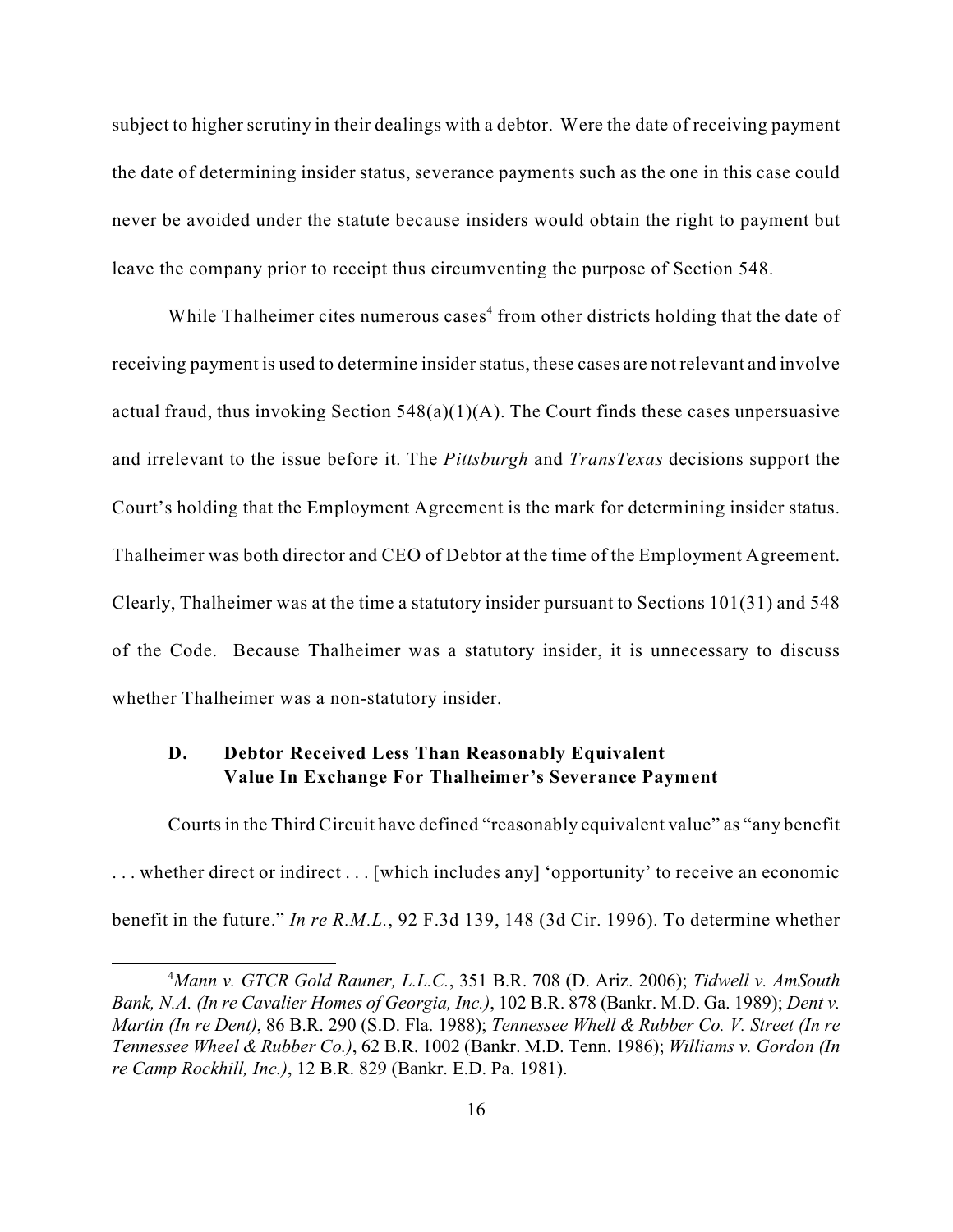subject to higher scrutiny in their dealings with a debtor. Were the date of receiving payment the date of determining insider status, severance payments such as the one in this case could never be avoided under the statute because insiders would obtain the right to payment but leave the company prior to receipt thus circumventing the purpose of Section 548.

While Thalheimer cites numerous cases[4] from other districts holding that the date of receiving payment is used to determine insider status, these cases are not relevant and involve actual fraud, thus invoking Section 548(a)(1)(A). The Court finds these cases unpersuasive and irrelevant to the issue before it. The *Pittsburgh* and *TransTexas* decisions support the Court's holding that the Employment Agreement is the mark for determining insider status. Thalheimer was both director and CEO of Debtor at the time of the Employment Agreement. Clearly, Thalheimer was at the time a statutory insider pursuant to Sections 101(31) and 548 of the Code. Because Thalheimer was a statutory insider, it is unnecessary to discuss whether Thalheimer was a non-statutory insider.

### D. Debtor Received Less Than Reasonably Equivalent Value In Exchange For Thalheimer's Severance Payment

Courts in the Third Circuit have defined "reasonably equivalent value" as "any benefit . . . whether direct or indirect . . . [which includes any] 'opportunity' to receive an economic benefit in the future." *In re R.M.L.*, 92 F.3d 139, 148 (3d Cir. 1996). To determine whether

[4] *Mann v. GTCR Gold Rauner, L.L.C.*, 351 B.R. 708 (D. Ariz. 2006); *Tidwell v. AmSouth Bank, N.A. (In re Cavalier Homes of Georgia, Inc.)*, 102 B.R. 878 (Bankr. M.D. Ga. 1989); *Dent v. Martin (In re Dent)*, 86 B.R. 290 (S.D. Fla. 1988); *Tennessee Whell & Rubber Co. V. Street (In re Tennessee Wheel & Rubber Co.)*, 62 B.R. 1002 (Bankr. M.D. Tenn. 1986); *Williams v. Gordon (In re Camp Rockhill, Inc.)*, 12 B.R. 829 (Bankr. E.D. Pa. 1981).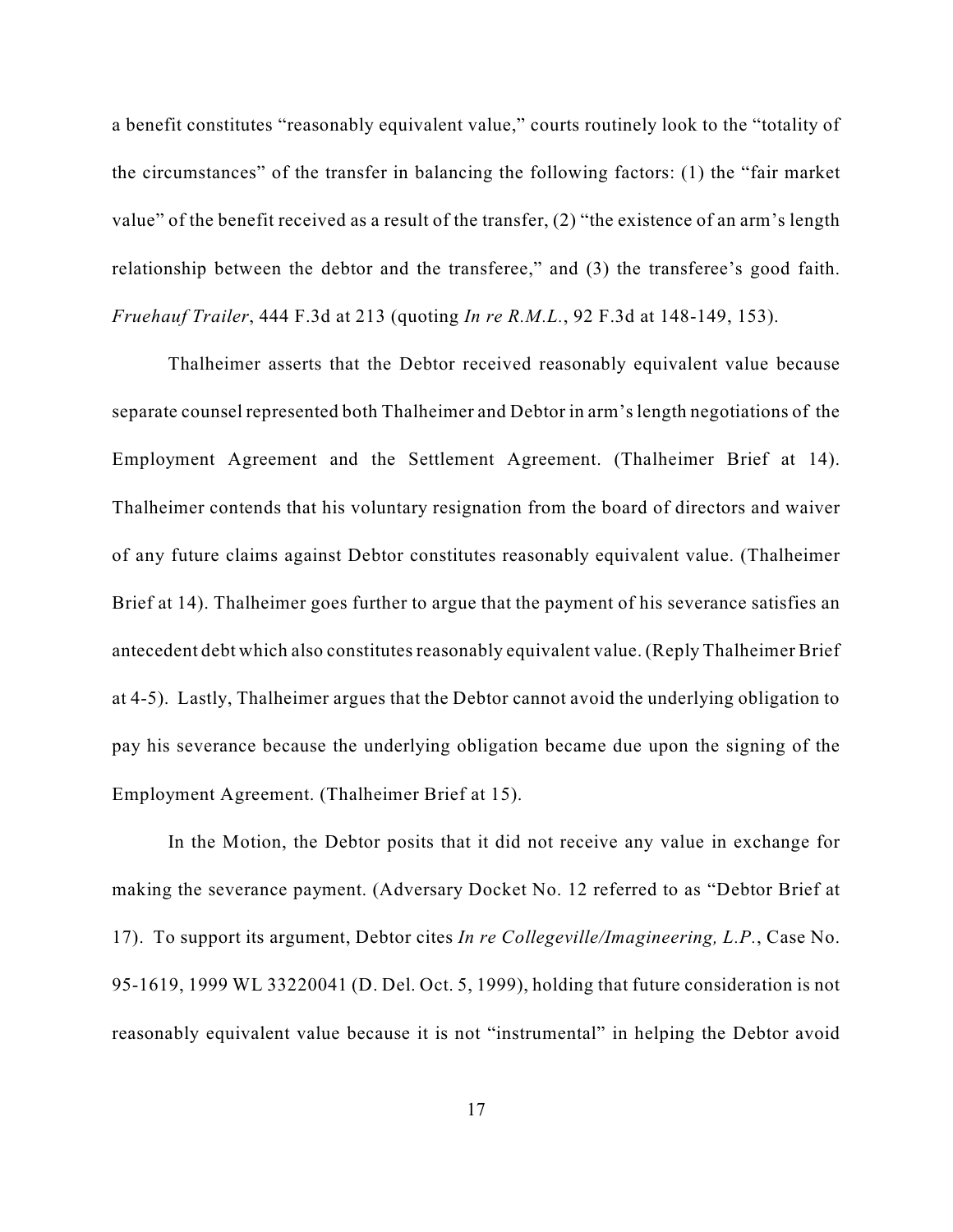a benefit constitutes "reasonably equivalent value," courts routinely look to the "totality of the circumstances" of the transfer in balancing the following factors: (1) the "fair market value" of the benefit received as a result of the transfer, (2) "the existence of an arm's length relationship between the debtor and the transferee," and (3) the transferee's good faith. *Fruehauf Trailer*, 444 F.3d at 213 (quoting *In re R.M.L.*, 92 F.3d at 148-149, 153).

Thalheimer asserts that the Debtor received reasonably equivalent value because separate counsel represented both Thalheimer and Debtor in arm's length negotiations of the Employment Agreement and the Settlement Agreement. (Thalheimer Brief at 14). Thalheimer contends that his voluntary resignation from the board of directors and waiver of any future claims against Debtor constitutes reasonably equivalent value. (Thalheimer Brief at 14). Thalheimer goes further to argue that the payment of his severance satisfies an antecedent debt which also constitutes reasonably equivalent value. (Reply Thalheimer Brief at 4-5). Lastly, Thalheimer argues that the Debtor cannot avoid the underlying obligation to pay his severance because the underlying obligation became due upon the signing of the Employment Agreement. (Thalheimer Brief at 15).

In the Motion, the Debtor posits that it did not receive any value in exchange for making the severance payment. (Adversary Docket No. 12 referred to as "Debtor Brief at 17). To support its argument, Debtor cites *In re Collegeville/Imagineering, L.P.*, Case No. 95-1619, 1999 WL 33220041 (D. Del. Oct. 5, 1999), holding that future consideration is not reasonably equivalent value because it is not "instrumental" in helping the Debtor avoid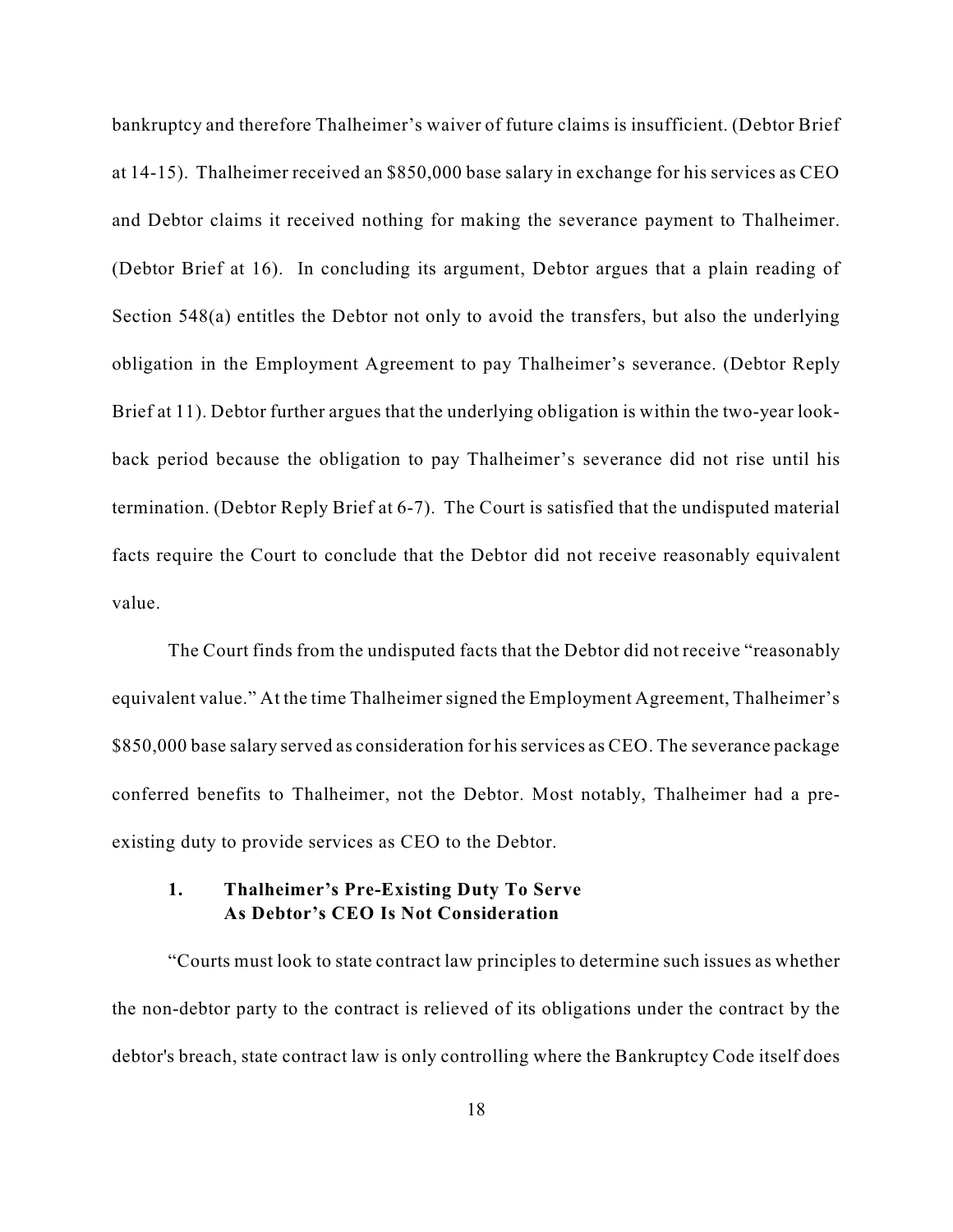bankruptcy and therefore Thalheimer's waiver of future claims is insufficient. (Debtor Brief at 14-15). Thalheimer received an $850,000 base salary in exchange for his services as CEO and Debtor claims it received nothing for making the severance payment to Thalheimer. (Debtor Brief at 16). In concluding its argument, Debtor argues that a plain reading of Section 548(a) entitles the Debtor not only to avoid the transfers, but also the underlying obligation in the Employment Agreement to pay Thalheimer's severance. (Debtor Reply Brief at 11). Debtor further argues that the underlying obligation is within the two-year look-back period because the obligation to pay Thalheimer's severance did not rise until his termination. (Debtor Reply Brief at 6-7). The Court is satisfied that the undisputed material facts require the Court to conclude that the Debtor did not receive reasonably equivalent value.

The Court finds from the undisputed facts that the Debtor did not receive "reasonably equivalent value." At the time Thalheimer signed the Employment Agreement, Thalheimer's $850,000 base salary served as consideration for his services as CEO. The severance package conferred benefits to Thalheimer, not the Debtor. Most notably, Thalheimer had a pre-existing duty to provide services as CEO to the Debtor.

### 1. Thalheimer's Pre-Existing Duty To Serve As Debtor's CEO Is Not Consideration

"Courts must look to state contract law principles to determine such issues as whether the non-debtor party to the contract is relieved of its obligations under the contract by the debtor's breach, state contract law is only controlling where the Bankruptcy Code itself does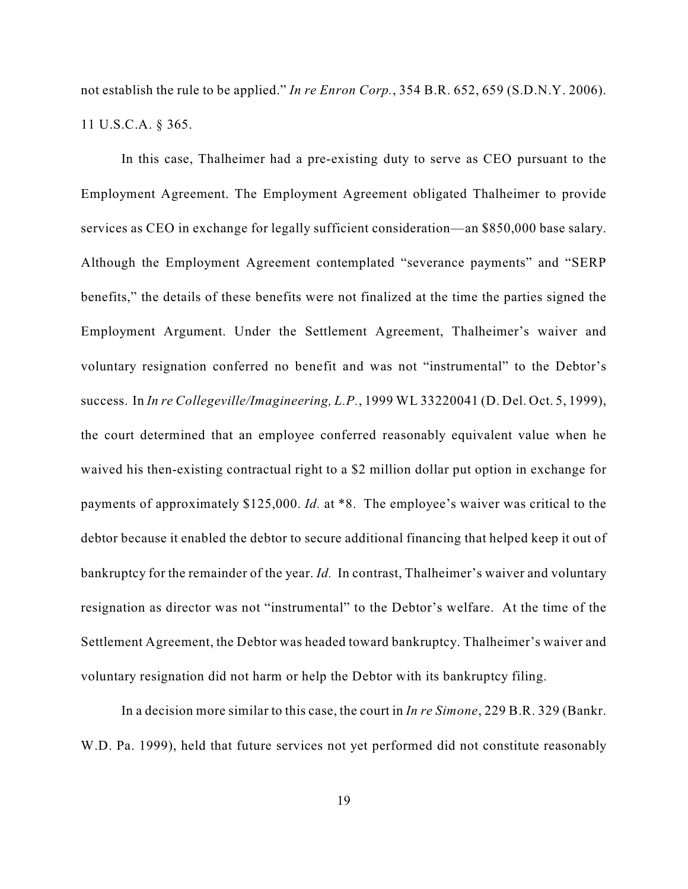not establish the rule to be applied." *In re Enron Corp.*, 354 B.R. 652, 659 (S.D.N.Y. 2006). 11 U.S.C.A. § 365.

In this case, Thalheimer had a pre-existing duty to serve as CEO pursuant to the Employment Agreement. The Employment Agreement obligated Thalheimer to provide services as CEO in exchange for legally sufficient consideration—an $850,000 base salary. Although the Employment Agreement contemplated "severance payments" and "SERP benefits," the details of these benefits were not finalized at the time the parties signed the Employment Argument. Under the Settlement Agreement, Thalheimer's waiver and voluntary resignation conferred no benefit and was not "instrumental" to the Debtor's success. In *In re Collegeville/Imagineering, L.P.*, 1999 WL 33220041 (D. Del. Oct. 5, 1999), the court determined that an employee conferred reasonably equivalent value when he waived his then-existing contractual right to a $2 million dollar put option in exchange for payments of approximately $125,000. *Id.* at *8. The employee's waiver was critical to the debtor because it enabled the debtor to secure additional financing that helped keep it out of bankruptcy for the remainder of the year. *Id.* In contrast, Thalheimer's waiver and voluntary resignation as director was not "instrumental" to the Debtor's welfare. At the time of the Settlement Agreement, the Debtor was headed toward bankruptcy. Thalheimer's waiver and voluntary resignation did not harm or help the Debtor with its bankruptcy filing.

In a decision more similar to this case, the court in *In re Simone*, 229 B.R. 329 (Bankr. W.D. Pa. 1999), held that future services not yet performed did not constitute reasonably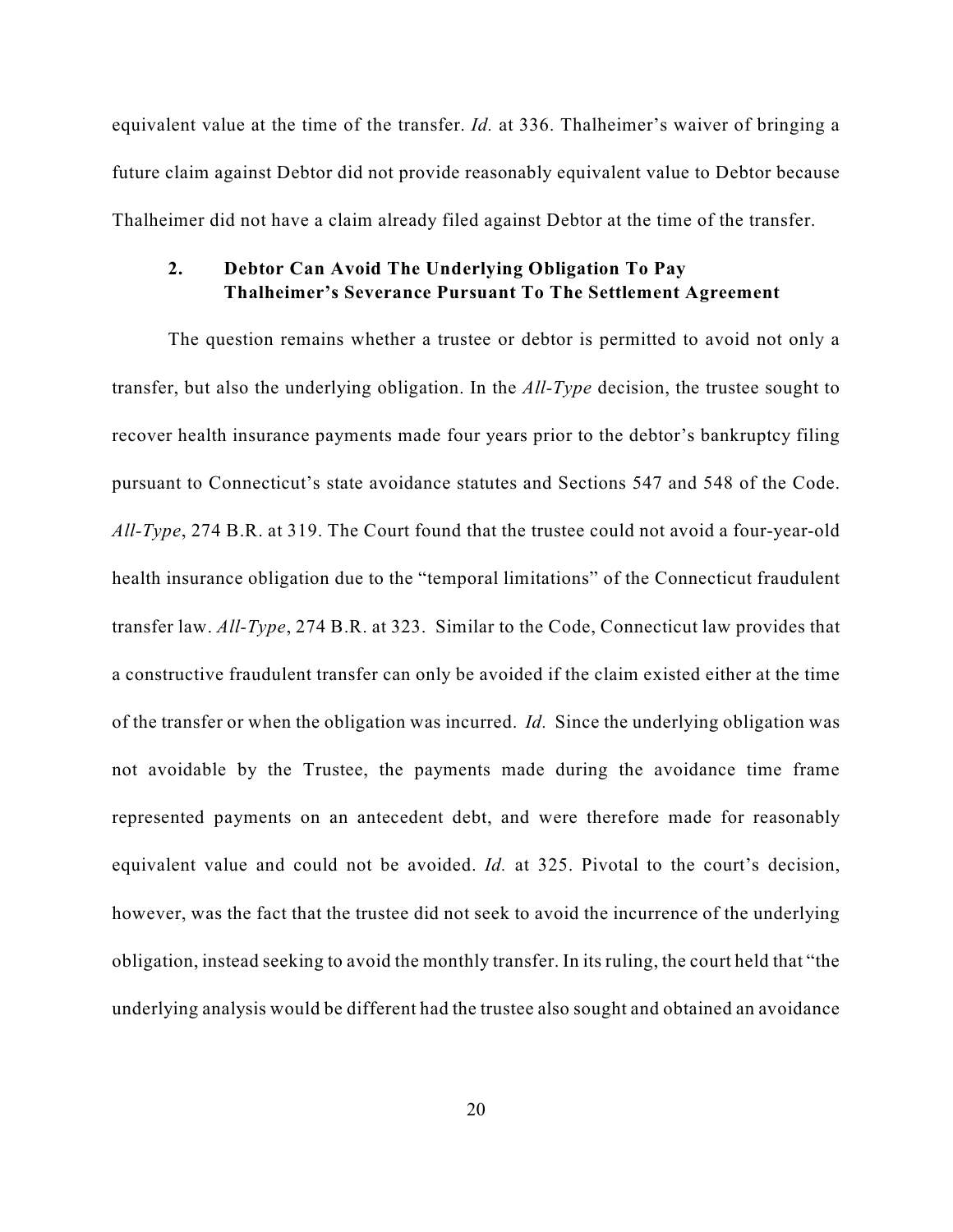equivalent value at the time of the transfer. *Id.* at 336. Thalheimer's waiver of bringing a future claim against Debtor did not provide reasonably equivalent value to Debtor because Thalheimer did not have a claim already filed against Debtor at the time of the transfer.

### 2. Debtor Can Avoid The Underlying Obligation To Pay Thalheimer's Severance Pursuant To The Settlement Agreement

The question remains whether a trustee or debtor is permitted to avoid not only a transfer, but also the underlying obligation. In the *All-Type* decision, the trustee sought to recover health insurance payments made four years prior to the debtor's bankruptcy filing pursuant to Connecticut's state avoidance statutes and Sections 547 and 548 of the Code. *All-Type*, 274 B.R. at 319. The Court found that the trustee could not avoid a four-year-old health insurance obligation due to the "temporal limitations" of the Connecticut fraudulent transfer law. *All-Type*, 274 B.R. at 323. Similar to the Code, Connecticut law provides that a constructive fraudulent transfer can only be avoided if the claim existed either at the time of the transfer or when the obligation was incurred. *Id.* Since the underlying obligation was not avoidable by the Trustee, the payments made during the avoidance time frame represented payments on an antecedent debt, and were therefore made for reasonably equivalent value and could not be avoided. *Id.* at 325. Pivotal to the court's decision, however, was the fact that the trustee did not seek to avoid the incurrence of the underlying obligation, instead seeking to avoid the monthly transfer. In its ruling, the court held that "the underlying analysis would be different had the trustee also sought and obtained an avoidance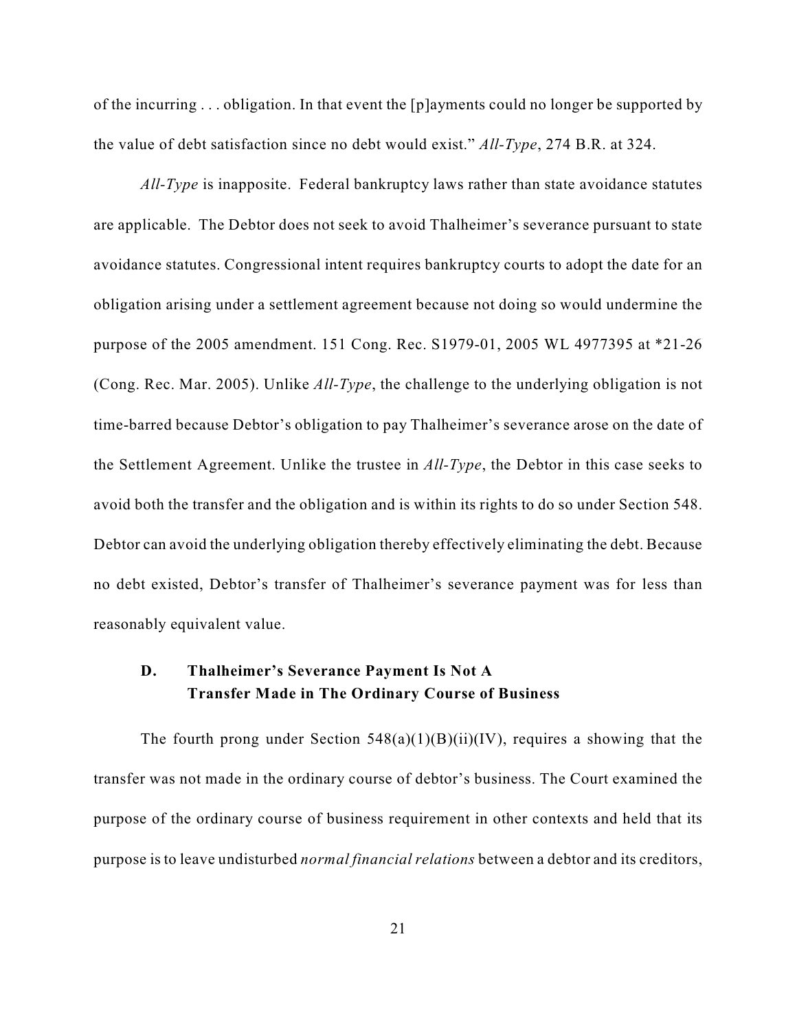of the incurring . . . obligation. In that event the [p]ayments could no longer be supported by the value of debt satisfaction since no debt would exist." *All-Type*, 274 B.R. at 324.

*All-Type* is inapposite. Federal bankruptcy laws rather than state avoidance statutes are applicable. The Debtor does not seek to avoid Thalheimer's severance pursuant to state avoidance statutes. Congressional intent requires bankruptcy courts to adopt the date for an obligation arising under a settlement agreement because not doing so would undermine the purpose of the 2005 amendment. 151 Cong. Rec. S1979-01, 2005 WL 4977395 at *21-26 (Cong. Rec. Mar. 2005). Unlike *All-Type*, the challenge to the underlying obligation is not time-barred because Debtor's obligation to pay Thalheimer's severance arose on the date of the Settlement Agreement. Unlike the trustee in *All-Type*, the Debtor in this case seeks to avoid both the transfer and the obligation and is within its rights to do so under Section 548. Debtor can avoid the underlying obligation thereby effectively eliminating the debt. Because no debt existed, Debtor's transfer of Thalheimer's severance payment was for less than reasonably equivalent value.

### D. Thalheimer's Severance Payment Is Not A Transfer Made in The Ordinary Course of Business

The fourth prong under Section 548(a)(1)(B)(ii)(IV), requires a showing that the transfer was not made in the ordinary course of debtor's business. The Court examined the purpose of the ordinary course of business requirement in other contexts and held that its purpose is to leave undisturbed *normal financial relations* between a debtor and its creditors,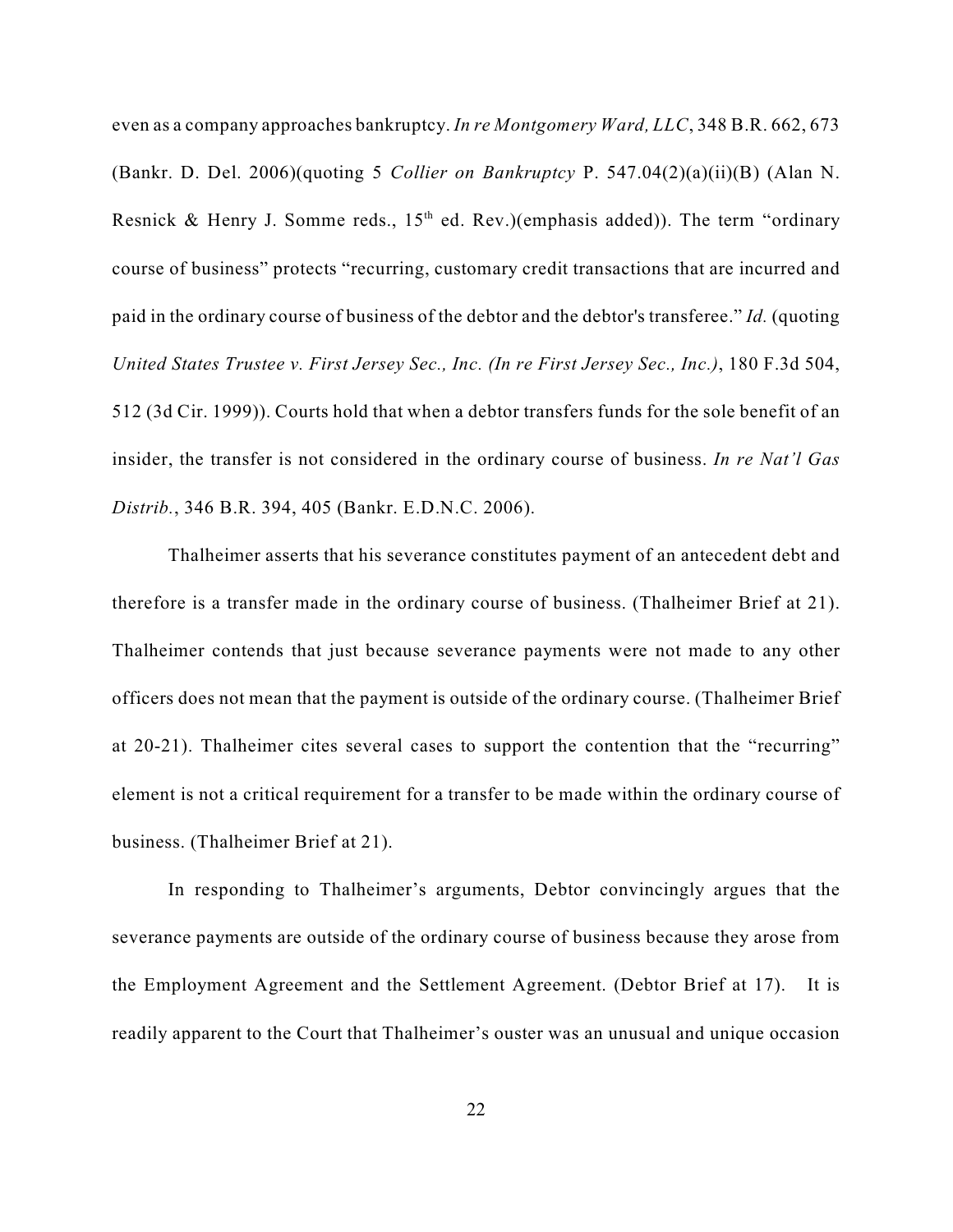even as a company approaches bankruptcy. *In re Montgomery Ward, LLC*, 348 B.R. 662, 673 (Bankr. D. Del. 2006)(quoting 5 *Collier on Bankruptcy* P. 547.04(2)(a)(ii)(B) (Alan N. Resnick & Henry J. Somme reds., 15th ed. Rev.)(emphasis added)). The term "ordinary course of business" protects "recurring, customary credit transactions that are incurred and paid in the ordinary course of business of the debtor and the debtor's transferee." *Id.* (quoting *United States Trustee v. First Jersey Sec., Inc. (In re First Jersey Sec., Inc.)*, 180 F.3d 504, 512 (3d Cir. 1999)). Courts hold that when a debtor transfers funds for the sole benefit of an insider, the transfer is not considered in the ordinary course of business. *In re Nat'l Gas Distrib.*, 346 B.R. 394, 405 (Bankr. E.D.N.C. 2006).

Thalheimer asserts that his severance constitutes payment of an antecedent debt and therefore is a transfer made in the ordinary course of business. (Thalheimer Brief at 21). Thalheimer contends that just because severance payments were not made to any other officers does not mean that the payment is outside of the ordinary course. (Thalheimer Brief at 20-21). Thalheimer cites several cases to support the contention that the "recurring" element is not a critical requirement for a transfer to be made within the ordinary course of business. (Thalheimer Brief at 21).

In responding to Thalheimer's arguments, Debtor convincingly argues that the severance payments are outside of the ordinary course of business because they arose from the Employment Agreement and the Settlement Agreement. (Debtor Brief at 17). It is readily apparent to the Court that Thalheimer's ouster was an unusual and unique occasion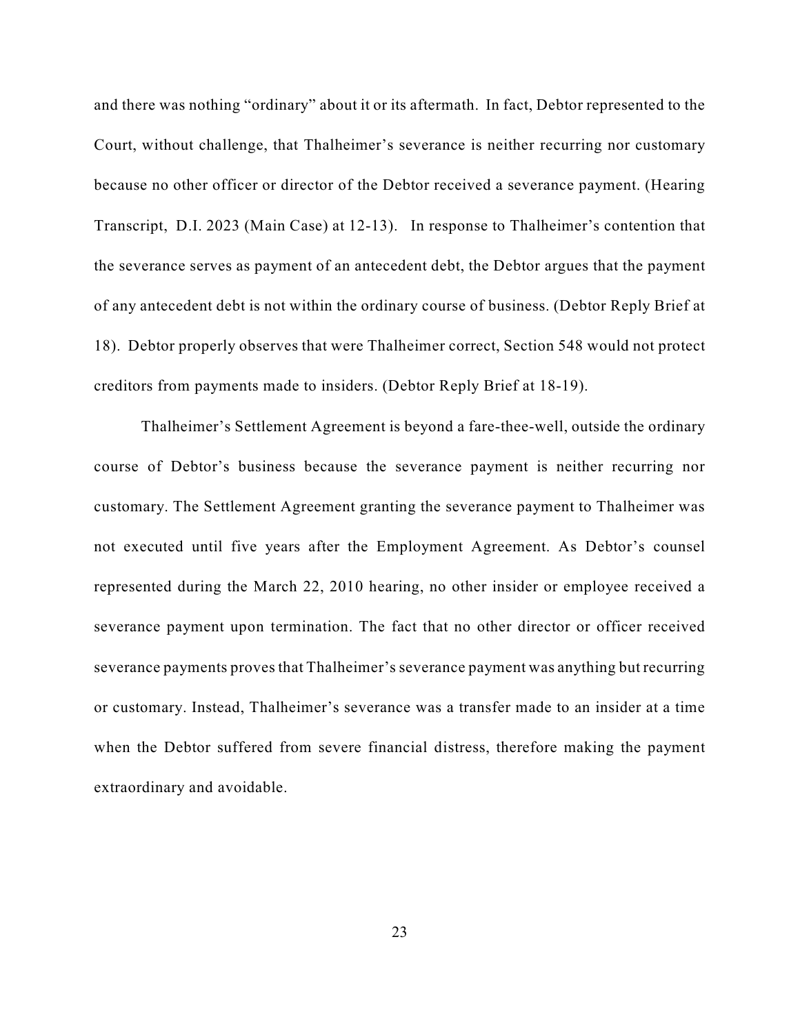and there was nothing "ordinary" about it or its aftermath. In fact, Debtor represented to the Court, without challenge, that Thalheimer's severance is neither recurring nor customary because no other officer or director of the Debtor received a severance payment. (Hearing Transcript, D.I. 2023 (Main Case) at 12-13). In response to Thalheimer's contention that the severance serves as payment of an antecedent debt, the Debtor argues that the payment of any antecedent debt is not within the ordinary course of business. (Debtor Reply Brief at 18). Debtor properly observes that were Thalheimer correct, Section 548 would not protect creditors from payments made to insiders. (Debtor Reply Brief at 18-19).

Thalheimer's Settlement Agreement is beyond a fare-thee-well, outside the ordinary course of Debtor's business because the severance payment is neither recurring nor customary. The Settlement Agreement granting the severance payment to Thalheimer was not executed until five years after the Employment Agreement. As Debtor's counsel represented during the March 22, 2010 hearing, no other insider or employee received a severance payment upon termination. The fact that no other director or officer received severance payments proves that Thalheimer's severance payment was anything but recurring or customary. Instead, Thalheimer's severance was a transfer made to an insider at a time when the Debtor suffered from severe financial distress, therefore making the payment extraordinary and avoidable.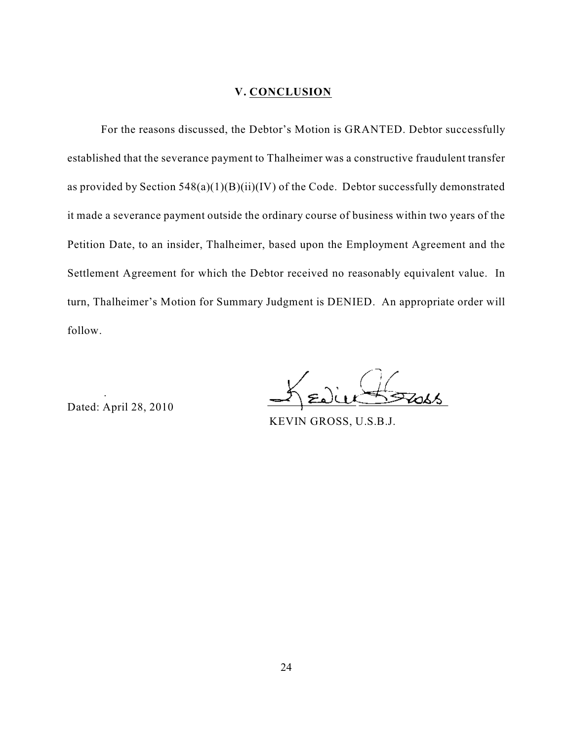## V. CONCLUSION

For the reasons discussed, the Debtor's Motion is GRANTED. Debtor successfully established that the severance payment to Thalheimer was a constructive fraudulent transfer as provided by Section 548(a)(1)(B)(ii)(IV) of the Code. Debtor successfully demonstrated it made a severance payment outside the ordinary course of business within two years of the Petition Date, to an insider, Thalheimer, based upon the Employment Agreement and the Settlement Agreement for which the Debtor received no reasonably equivalent value. In turn, Thalheimer's Motion for Summary Judgment is DENIED. An appropriate order will follow.

Dated: April 28, 2010

KEVIN GROSS, U.S.B.J.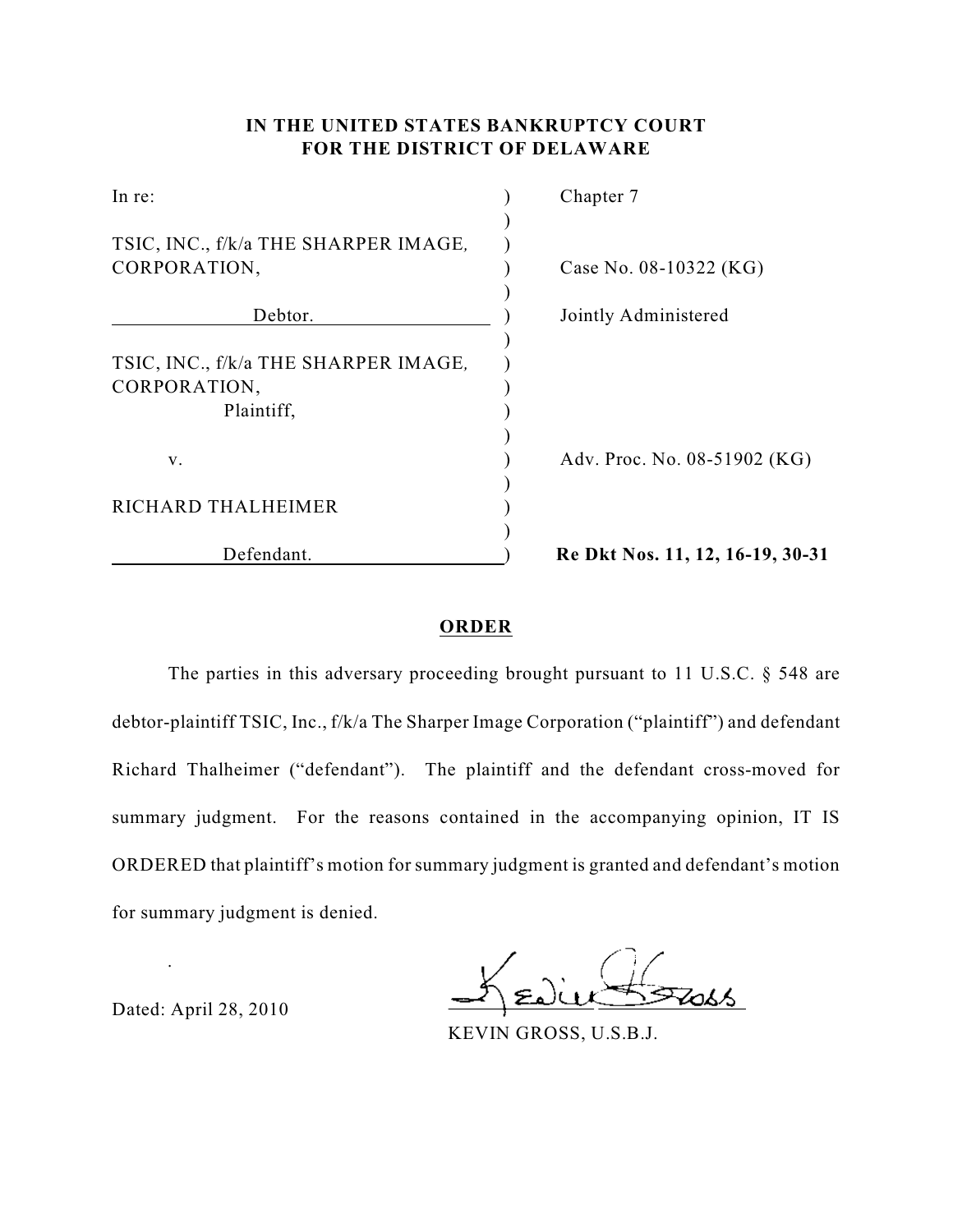**IN THE UNITED STATES BANKRUPTCY COURT**
**FOR THE DISTRICT OF DELAWARE**

| | | |
|---|---|---|
| In re: | ) | Chapter 7 |
| TSIC, INC., f/k/a THE SHARPER IMAGE, CORPORATION, | ) | Case No. 08-10322 (KG) |
| Debtor. | ) | Jointly Administered |
| TSIC, INC., f/k/a THE SHARPER IMAGE, CORPORATION, Plaintiff, | ) | |
| v. | ) | Adv. Proc. No. 08-51902 (KG) |
| RICHARD THALHEIMER | ) | |
| Defendant. | ) | **Re Dkt Nos. 11, 12, 16-19, 30-31** |

**ORDER**

The parties in this adversary proceeding brought pursuant to 11 U.S.C. § 548 are debtor-plaintiff TSIC, Inc., f/k/a The Sharper Image Corporation ("plaintiff") and defendant Richard Thalheimer ("defendant"). The plaintiff and the defendant cross-moved for summary judgment. For the reasons contained in the accompanying opinion, IT IS ORDERED that plaintiff's motion for summary judgment is granted and defendant's motion for summary judgment is denied.

Dated: April 28, 2010

KEVIN GROSS, U.S.B.J.